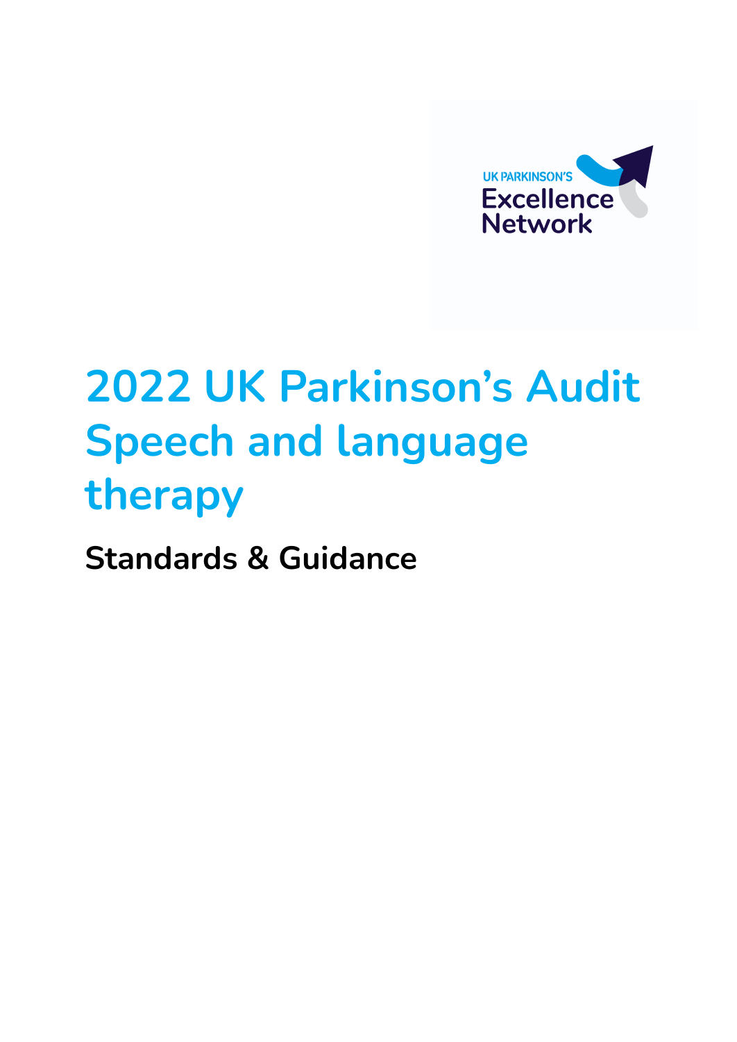UK PARKINSON'S Excellence Network

# 2022 UK Parkinson's Audit Speech and language therapy

## Standards & Guidance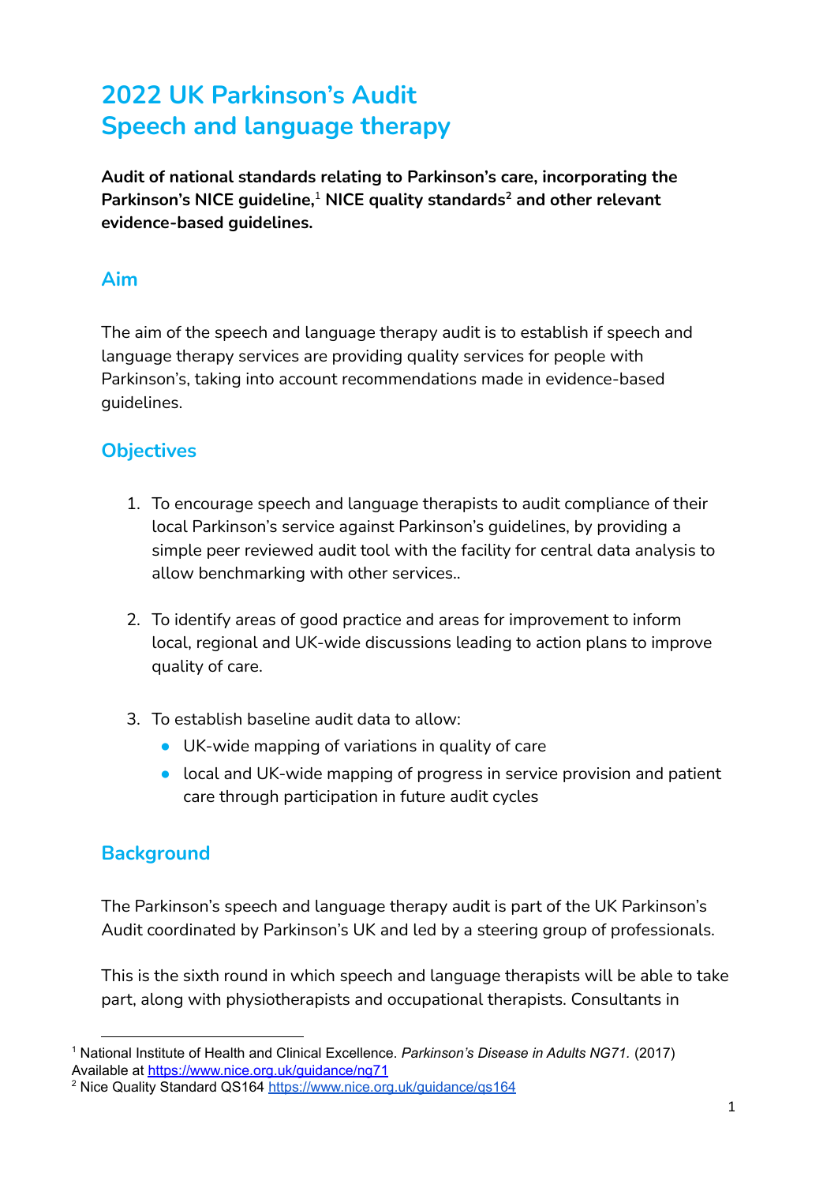# 2022 UK Parkinson's Audit
# Speech and language therapy

**Audit of national standards relating to Parkinson's care, incorporating the Parkinson's NICE guideline,[1] NICE quality standards[2] and other relevant evidence-based guidelines.**

## Aim

The aim of the speech and language therapy audit is to establish if speech and language therapy services are providing quality services for people with Parkinson's, taking into account recommendations made in evidence-based guidelines.

## Objectives

1. To encourage speech and language therapists to audit compliance of their local Parkinson's service against Parkinson's guidelines, by providing a simple peer reviewed audit tool with the facility for central data analysis to allow benchmarking with other services..
2. To identify areas of good practice and areas for improvement to inform local, regional and UK-wide discussions leading to action plans to improve quality of care.
3. To establish baseline audit data to allow:
   - UK-wide mapping of variations in quality of care
   - local and UK-wide mapping of progress in service provision and patient care through participation in future audit cycles

## Background

The Parkinson's speech and language therapy audit is part of the UK Parkinson's Audit coordinated by Parkinson's UK and led by a steering group of professionals.

This is the sixth round in which speech and language therapists will be able to take part, along with physiotherapists and occupational therapists. Consultants in

---

[1] National Institute of Health and Clinical Excellence. *Parkinson's Disease in Adults NG71.* (2017) Available at https://www.nice.org.uk/guidance/ng71

[2] Nice Quality Standard QS164 https://www.nice.org.uk/guidance/qs164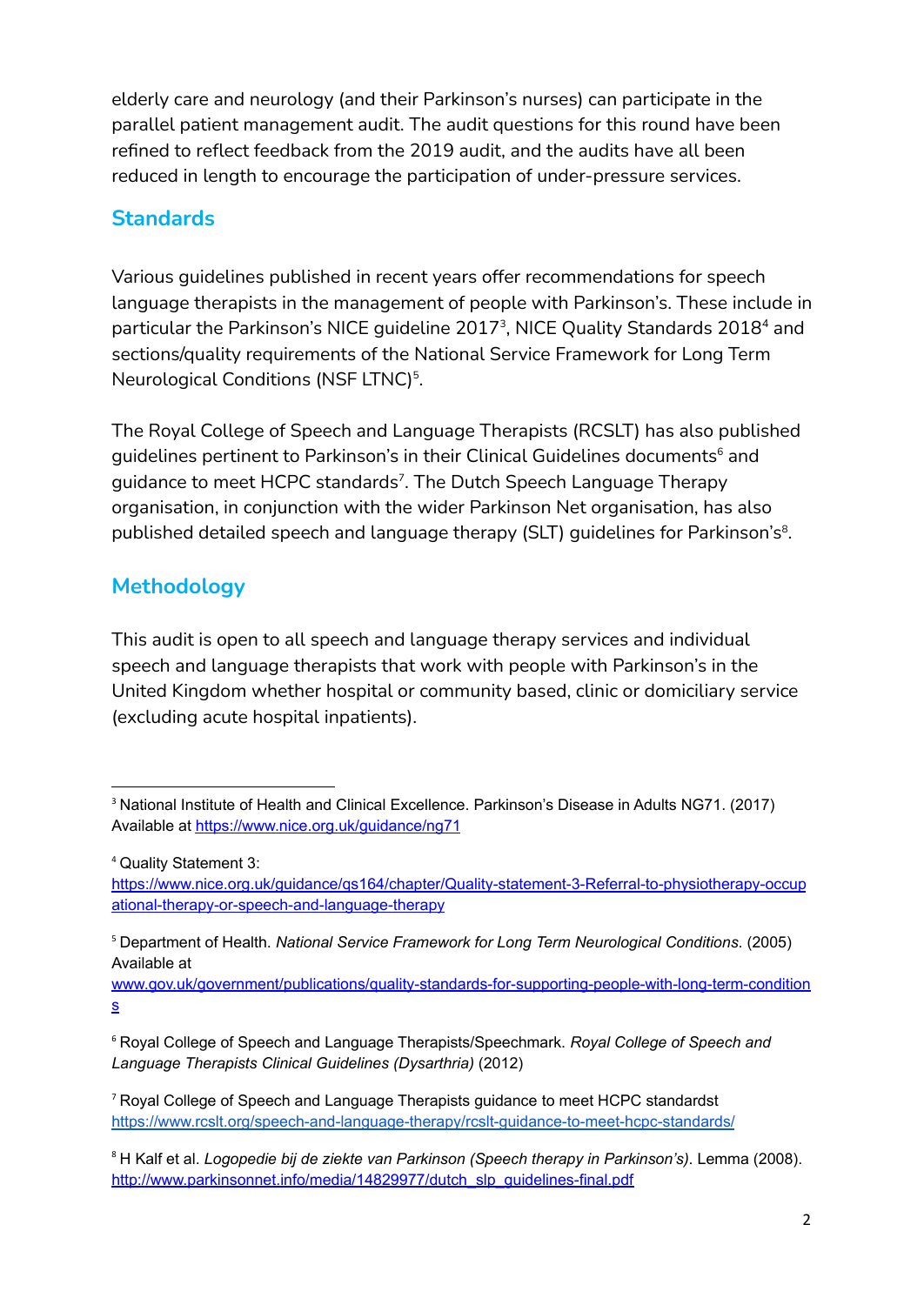elderly care and neurology (and their Parkinson's nurses) can participate in the parallel patient management audit. The audit questions for this round have been refined to reflect feedback from the 2019 audit, and the audits have all been reduced in length to encourage the participation of under-pressure services.

## Standards

Various guidelines published in recent years offer recommendations for speech language therapists in the management of people with Parkinson's. These include in particular the Parkinson's NICE guideline 2017[3], NICE Quality Standards 2018[4] and sections/quality requirements of the National Service Framework for Long Term Neurological Conditions (NSF LTNC)[5].

The Royal College of Speech and Language Therapists (RCSLT) has also published guidelines pertinent to Parkinson's in their Clinical Guidelines documents[6] and guidance to meet HCPC standards[7]. The Dutch Speech Language Therapy organisation, in conjunction with the wider Parkinson Net organisation, has also published detailed speech and language therapy (SLT) guidelines for Parkinson's[8].

## Methodology

This audit is open to all speech and language therapy services and individual speech and language therapists that work with people with Parkinson's in the United Kingdom whether hospital or community based, clinic or domiciliary service (excluding acute hospital inpatients).

---

[3] National Institute of Health and Clinical Excellence. Parkinson's Disease in Adults NG71. (2017) Available at https://www.nice.org.uk/guidance/ng71

[4] Quality Statement 3: https://www.nice.org.uk/guidance/qs164/chapter/Quality-statement-3-Referral-to-physiotherapy-occupational-therapy-or-speech-and-language-therapy

[5] Department of Health. *National Service Framework for Long Term Neurological Conditions*. (2005) Available at www.gov.uk/government/publications/quality-standards-for-supporting-people-with-long-term-conditions

[6] Royal College of Speech and Language Therapists/Speechmark. *Royal College of Speech and Language Therapists Clinical Guidelines (Dysarthria)* (2012)

[7] Royal College of Speech and Language Therapists guidance to meet HCPC standardst https://www.rcslt.org/speech-and-language-therapy/rcslt-guidance-to-meet-hcpc-standards/

[8] H Kalf et al. *Logopedie bij de ziekte van Parkinson (Speech therapy in Parkinson's)*. Lemma (2008). http://www.parkinsonnet.info/media/14829977/dutch_slp_guidelines-final.pdf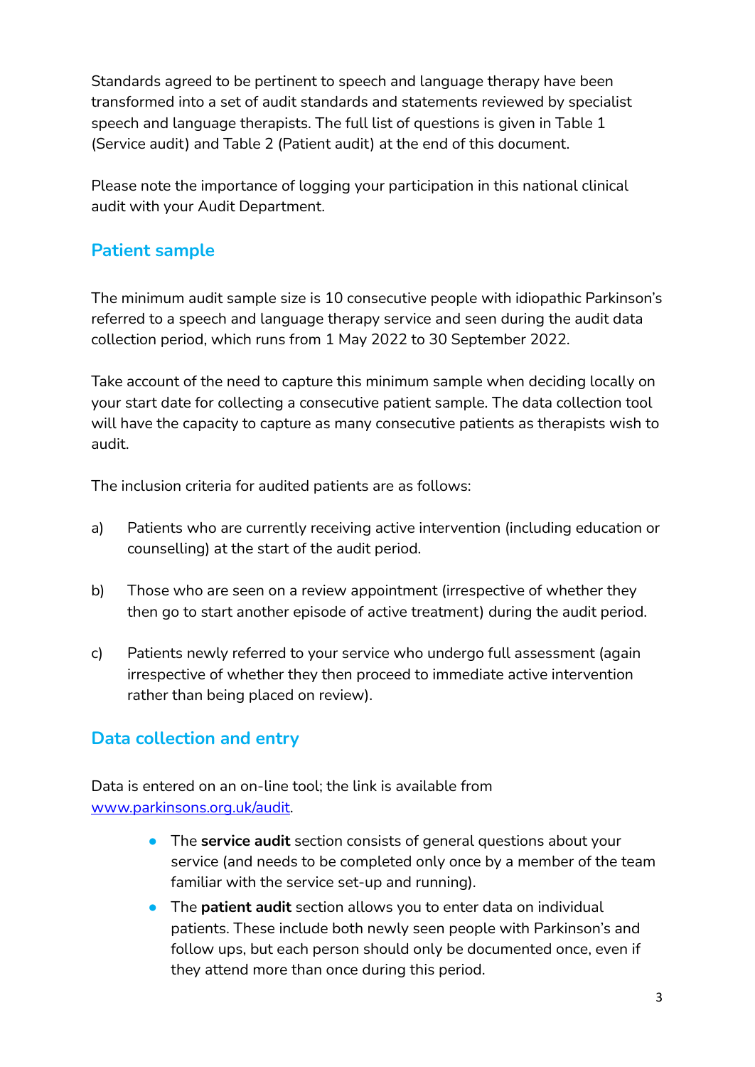Standards agreed to be pertinent to speech and language therapy have been transformed into a set of audit standards and statements reviewed by specialist speech and language therapists. The full list of questions is given in Table 1 (Service audit) and Table 2 (Patient audit) at the end of this document.

Please note the importance of logging your participation in this national clinical audit with your Audit Department.

## Patient sample

The minimum audit sample size is 10 consecutive people with idiopathic Parkinson's referred to a speech and language therapy service and seen during the audit data collection period, which runs from 1 May 2022 to 30 September 2022.

Take account of the need to capture this minimum sample when deciding locally on your start date for collecting a consecutive patient sample. The data collection tool will have the capacity to capture as many consecutive patients as therapists wish to audit.

The inclusion criteria for audited patients are as follows:

a) Patients who are currently receiving active intervention (including education or counselling) at the start of the audit period.

b) Those who are seen on a review appointment (irrespective of whether they then go to start another episode of active treatment) during the audit period.

c) Patients newly referred to your service who undergo full assessment (again irrespective of whether they then proceed to immediate active intervention rather than being placed on review).

## Data collection and entry

Data is entered on an on-line tool; the link is available from [www.parkinsons.org.uk/audit](http://www.parkinsons.org.uk/audit).

- The **service audit** section consists of general questions about your service (and needs to be completed only once by a member of the team familiar with the service set-up and running).
- The **patient audit** section allows you to enter data on individual patients. These include both newly seen people with Parkinson's and follow ups, but each person should only be documented once, even if they attend more than once during this period.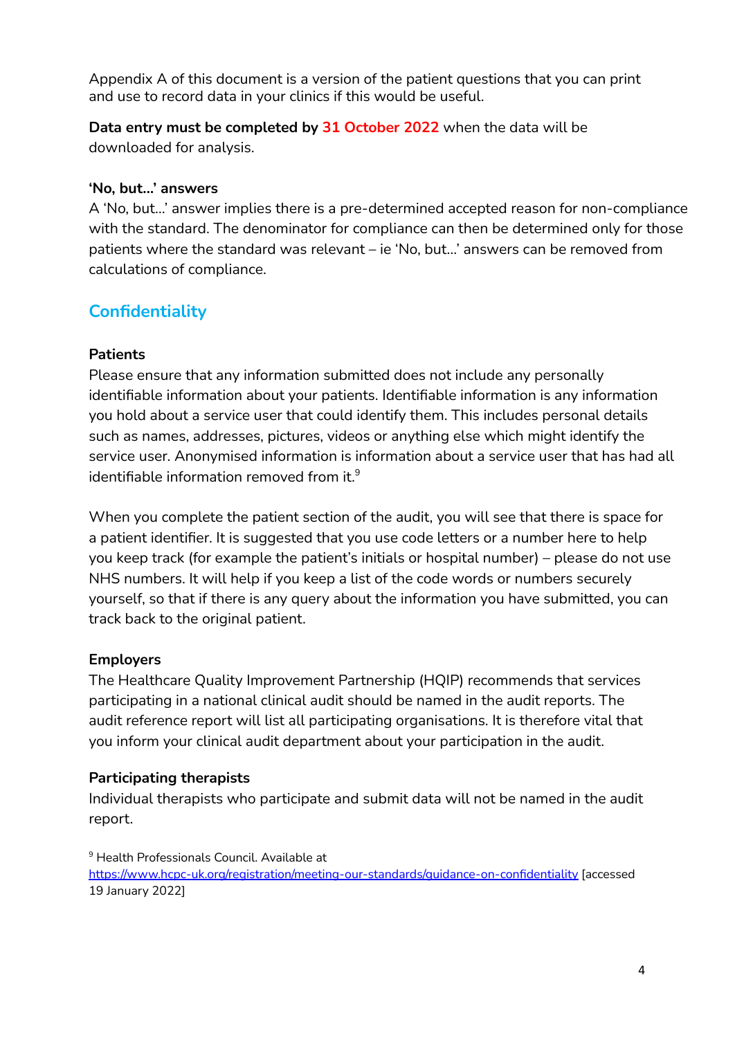Appendix A of this document is a version of the patient questions that you can print and use to record data in your clinics if this would be useful.

**Data entry must be completed by 31 October 2022** when the data will be downloaded for analysis.

**'No, but…' answers**

A 'No, but…' answer implies there is a pre-determined accepted reason for non-compliance with the standard. The denominator for compliance can then be determined only for those patients where the standard was relevant – ie 'No, but…' answers can be removed from calculations of compliance.

## Confidentiality

**Patients**

Please ensure that any information submitted does not include any personally identifiable information about your patients. Identifiable information is any information you hold about a service user that could identify them. This includes personal details such as names, addresses, pictures, videos or anything else which might identify the service user. Anonymised information is information about a service user that has had all identifiable information removed from it.[9]

When you complete the patient section of the audit, you will see that there is space for a patient identifier. It is suggested that you use code letters or a number here to help you keep track (for example the patient's initials or hospital number) – please do not use NHS numbers. It will help if you keep a list of the code words or numbers securely yourself, so that if there is any query about the information you have submitted, you can track back to the original patient.

**Employers**

The Healthcare Quality Improvement Partnership (HQIP) recommends that services participating in a national clinical audit should be named in the audit reports. The audit reference report will list all participating organisations. It is therefore vital that you inform your clinical audit department about your participation in the audit.

**Participating therapists**

Individual therapists who participate and submit data will not be named in the audit report.

[9] Health Professionals Council. Available at https://www.hcpc-uk.org/registration/meeting-our-standards/guidance-on-confidentiality [accessed 19 January 2022]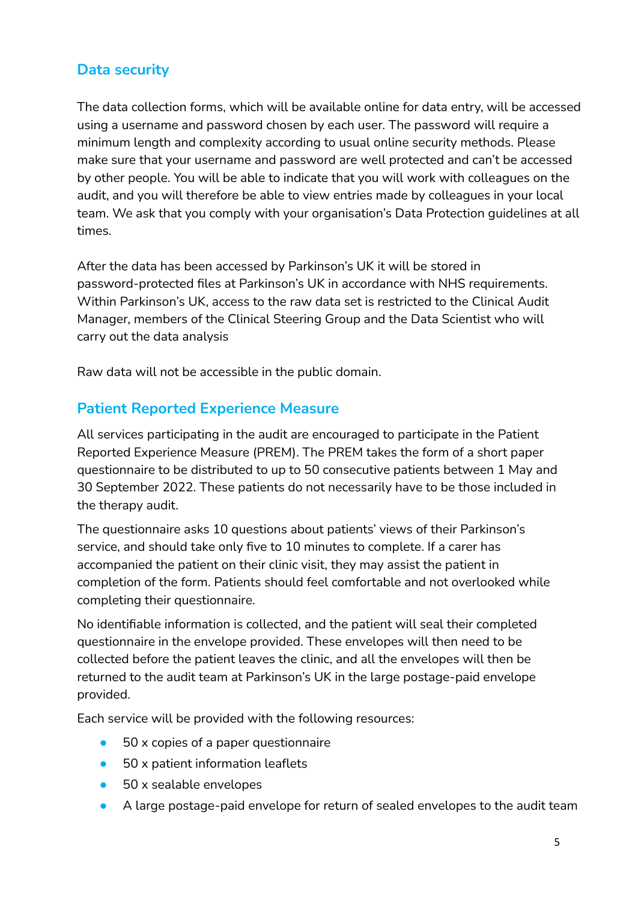## Data security

The data collection forms, which will be available online for data entry, will be accessed using a username and password chosen by each user. The password will require a minimum length and complexity according to usual online security methods. Please make sure that your username and password are well protected and can't be accessed by other people. You will be able to indicate that you will work with colleagues on the audit, and you will therefore be able to view entries made by colleagues in your local team. We ask that you comply with your organisation's Data Protection guidelines at all times.

After the data has been accessed by Parkinson's UK it will be stored in password-protected files at Parkinson's UK in accordance with NHS requirements. Within Parkinson's UK, access to the raw data set is restricted to the Clinical Audit Manager, members of the Clinical Steering Group and the Data Scientist who will carry out the data analysis

Raw data will not be accessible in the public domain.

## Patient Reported Experience Measure

All services participating in the audit are encouraged to participate in the Patient Reported Experience Measure (PREM). The PREM takes the form of a short paper questionnaire to be distributed to up to 50 consecutive patients between 1 May and 30 September 2022. These patients do not necessarily have to be those included in the therapy audit.

The questionnaire asks 10 questions about patients' views of their Parkinson's service, and should take only five to 10 minutes to complete. If a carer has accompanied the patient on their clinic visit, they may assist the patient in completion of the form. Patients should feel comfortable and not overlooked while completing their questionnaire.

No identifiable information is collected, and the patient will seal their completed questionnaire in the envelope provided. These envelopes will then need to be collected before the patient leaves the clinic, and all the envelopes will then be returned to the audit team at Parkinson's UK in the large postage-paid envelope provided.

Each service will be provided with the following resources:

- 50 x copies of a paper questionnaire
- 50 x patient information leaflets
- 50 x sealable envelopes
- A large postage-paid envelope for return of sealed envelopes to the audit team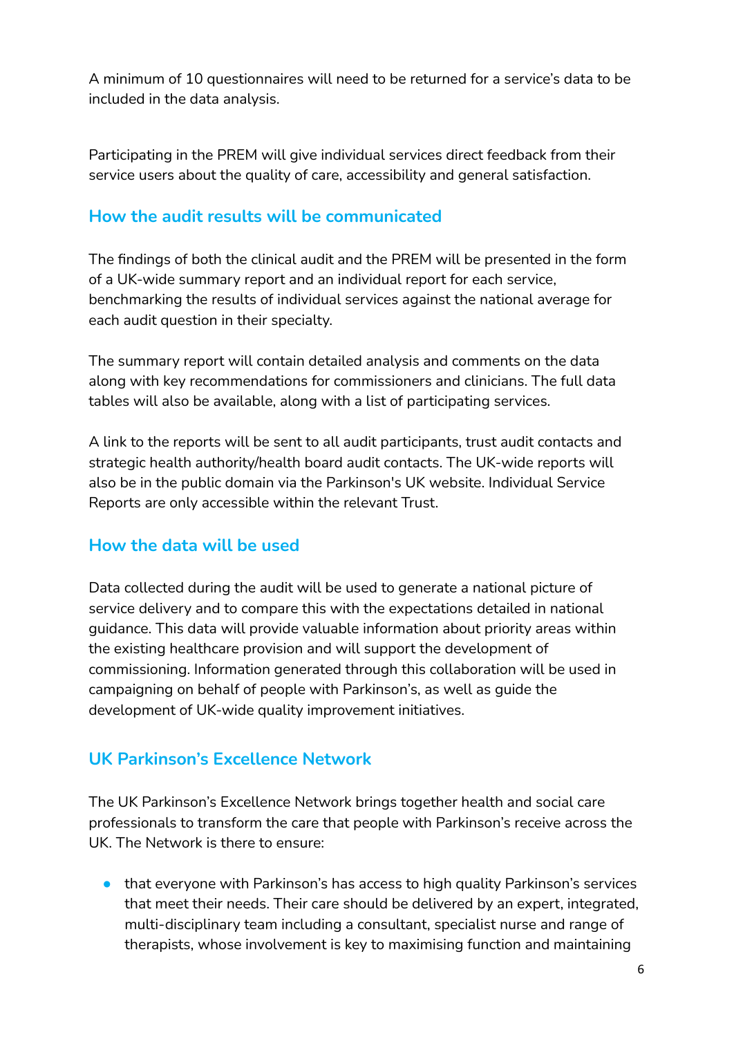A minimum of 10 questionnaires will need to be returned for a service's data to be included in the data analysis.

Participating in the PREM will give individual services direct feedback from their service users about the quality of care, accessibility and general satisfaction.

## How the audit results will be communicated

The findings of both the clinical audit and the PREM will be presented in the form of a UK-wide summary report and an individual report for each service, benchmarking the results of individual services against the national average for each audit question in their specialty.

The summary report will contain detailed analysis and comments on the data along with key recommendations for commissioners and clinicians. The full data tables will also be available, along with a list of participating services.

A link to the reports will be sent to all audit participants, trust audit contacts and strategic health authority/health board audit contacts. The UK-wide reports will also be in the public domain via the Parkinson's UK website. Individual Service Reports are only accessible within the relevant Trust.

## How the data will be used

Data collected during the audit will be used to generate a national picture of service delivery and to compare this with the expectations detailed in national guidance. This data will provide valuable information about priority areas within the existing healthcare provision and will support the development of commissioning. Information generated through this collaboration will be used in campaigning on behalf of people with Parkinson's, as well as guide the development of UK-wide quality improvement initiatives.

## UK Parkinson's Excellence Network

The UK Parkinson's Excellence Network brings together health and social care professionals to transform the care that people with Parkinson's receive across the UK. The Network is there to ensure:

- that everyone with Parkinson's has access to high quality Parkinson's services that meet their needs. Their care should be delivered by an expert, integrated, multi-disciplinary team including a consultant, specialist nurse and range of therapists, whose involvement is key to maximising function and maintaining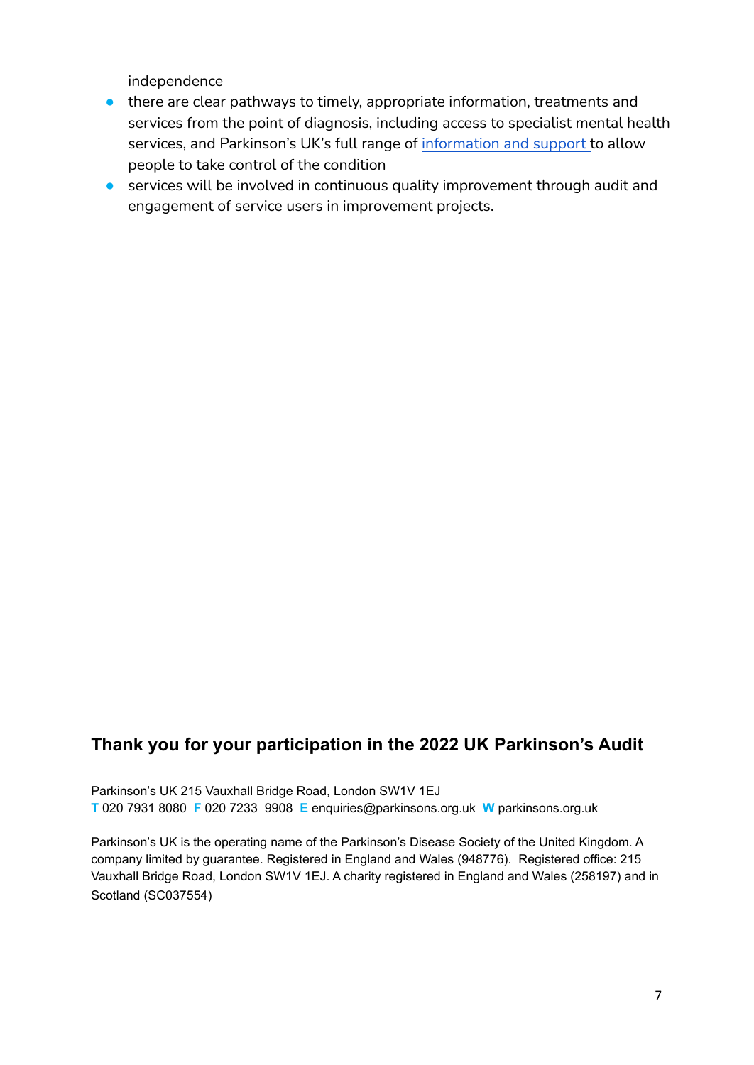independence

- there are clear pathways to timely, appropriate information, treatments and services from the point of diagnosis, including access to specialist mental health services, and Parkinson's UK's full range of information and support to allow people to take control of the condition
- services will be involved in continuous quality improvement through audit and engagement of service users in improvement projects.

## Thank you for your participation in the 2022 UK Parkinson's Audit

Parkinson's UK 215 Vauxhall Bridge Road, London SW1V 1EJ
**T** 020 7931 8080 **F** 020 7233 9908 **E** enquiries@parkinsons.org.uk **W** parkinsons.org.uk

Parkinson's UK is the operating name of the Parkinson's Disease Society of the United Kingdom. A company limited by guarantee. Registered in England and Wales (948776). Registered office: 215 Vauxhall Bridge Road, London SW1V 1EJ. A charity registered in England and Wales (258197) and in Scotland (SC037554)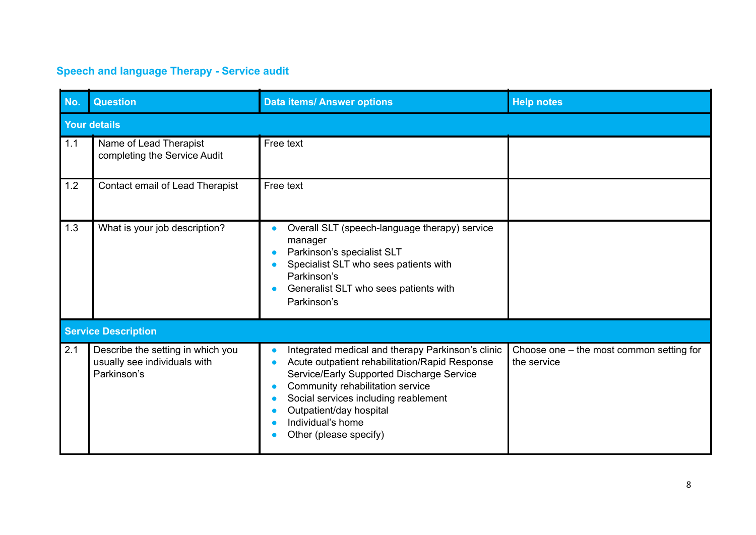## Speech and language Therapy - Service audit

| No. | Question | Data items/ Answer options | Help notes |
|---|---|---|---|
| **Your details** | | | |
| 1.1 | Name of Lead Therapist completing the Service Audit | Free text | |
| 1.2 | Contact email of Lead Therapist | Free text | |
| 1.3 | What is your job description? | • Overall SLT (speech-language therapy) service manager<br>• Parkinson's specialist SLT<br>• Specialist SLT who sees patients with Parkinson's<br>• Generalist SLT who sees patients with Parkinson's | |
| **Service Description** | | | |
| 2.1 | Describe the setting in which you usually see individuals with Parkinson's | • Integrated medical and therapy Parkinson's clinic<br>• Acute outpatient rehabilitation/Rapid Response Service/Early Supported Discharge Service<br>• Community rehabilitation service<br>• Social services including reablement<br>• Outpatient/day hospital<br>• Individual's home<br>• Other (please specify) | Choose one – the most common setting for the service |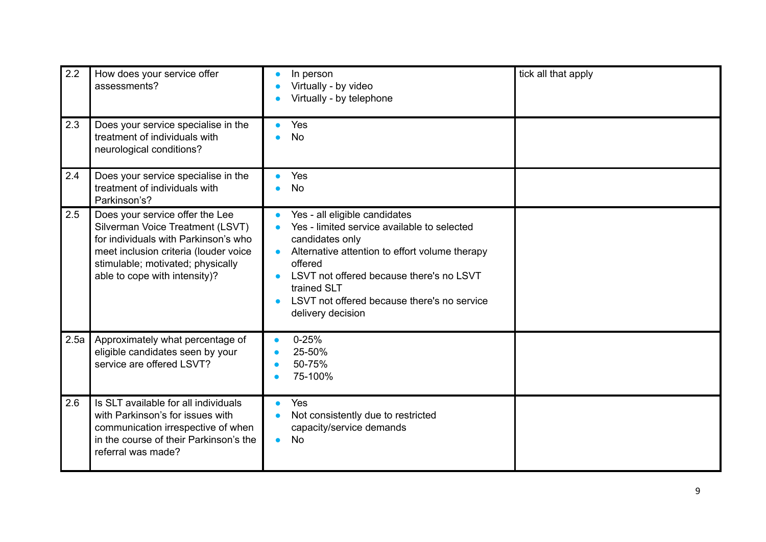| | | | |
|---|---|---|---|
| 2.2 | How does your service offer assessments? | • In person<br>• Virtually - by video<br>• Virtually - by telephone | tick all that apply |
| 2.3 | Does your service specialise in the treatment of individuals with neurological conditions? | • Yes<br>• No | |
| 2.4 | Does your service specialise in the treatment of individuals with Parkinson's? | • Yes<br>• No | |
| 2.5 | Does your service offer the Lee Silverman Voice Treatment (LSVT) for individuals with Parkinson's who meet inclusion criteria (louder voice stimulable; motivated; physically able to cope with intensity)? | • Yes - all eligible candidates<br>• Yes - limited service available to selected candidates only<br>• Alternative attention to effort volume therapy offered<br>• LSVT not offered because there's no LSVT trained SLT<br>• LSVT not offered because there's no service delivery decision | |
| 2.5a | Approximately what percentage of eligible candidates seen by your service are offered LSVT? | • 0-25%<br>• 25-50%<br>• 50-75%<br>• 75-100% | |
| 2.6 | Is SLT available for all individuals with Parkinson's for issues with communication irrespective of when in the course of their Parkinson's the referral was made? | • Yes<br>• Not consistently due to restricted capacity/service demands<br>• No | |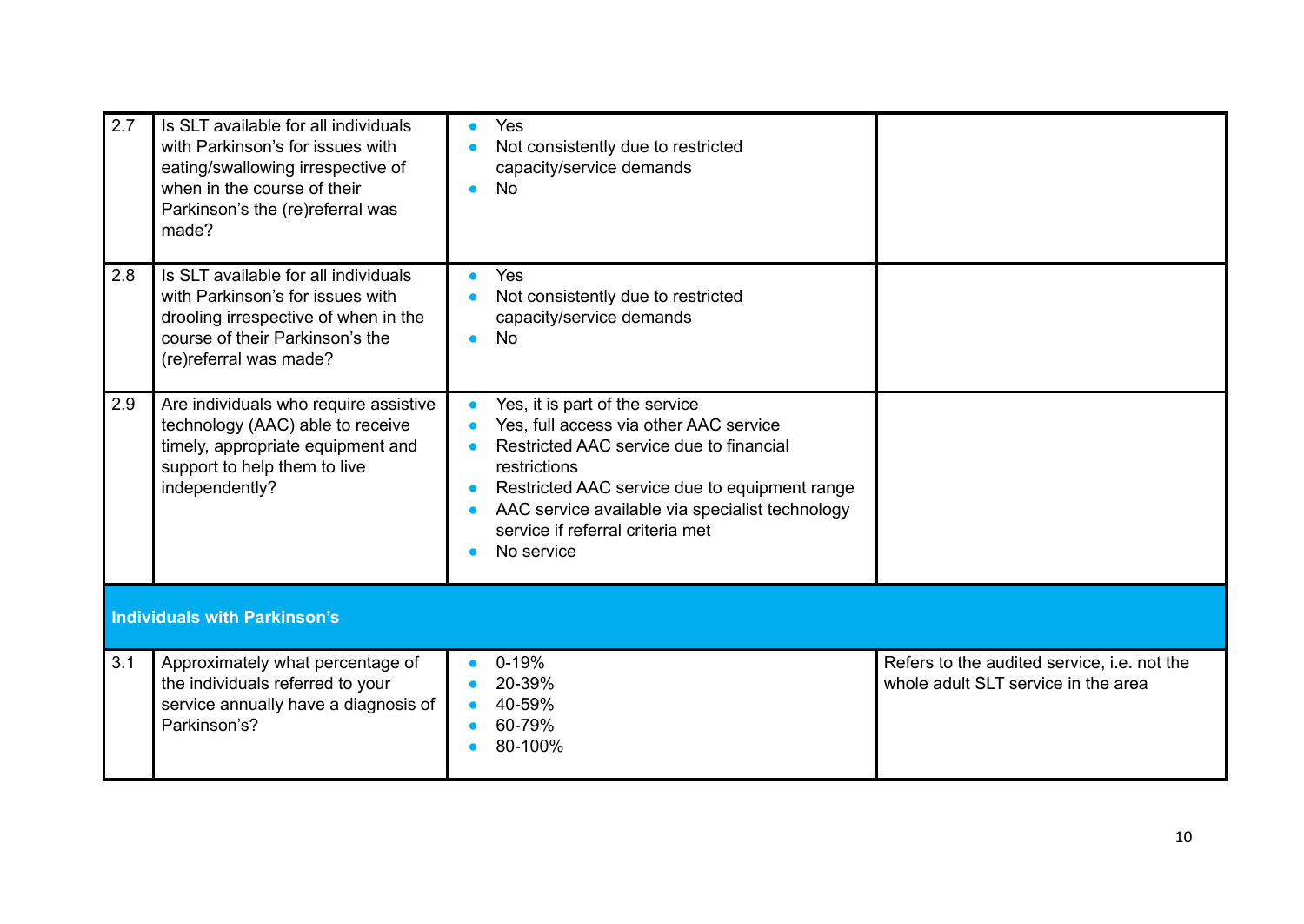| | | | |
|---|---|---|---|
| 2.7 | Is SLT available for all individuals with Parkinson's for issues with eating/swallowing irrespective of when in the course of their Parkinson's the (re)referral was made? | • Yes<br>• Not consistently due to restricted capacity/service demands<br>• No | |
| 2.8 | Is SLT available for all individuals with Parkinson's for issues with drooling irrespective of when in the course of their Parkinson's the (re)referral was made? | • Yes<br>• Not consistently due to restricted capacity/service demands<br>• No | |
| 2.9 | Are individuals who require assistive technology (AAC) able to receive timely, appropriate equipment and support to help them to live independently? | • Yes, it is part of the service<br>• Yes, full access via other AAC service<br>• Restricted AAC service due to financial restrictions<br>• Restricted AAC service due to equipment range<br>• AAC service available via specialist technology service if referral criteria met<br>• No service | |
| **Individuals with Parkinson's** | | | |
| 3.1 | Approximately what percentage of the individuals referred to your service annually have a diagnosis of Parkinson's? | • 0-19%<br>• 20-39%<br>• 40-59%<br>• 60-79%<br>• 80-100% | Refers to the audited service, i.e. not the whole adult SLT service in the area |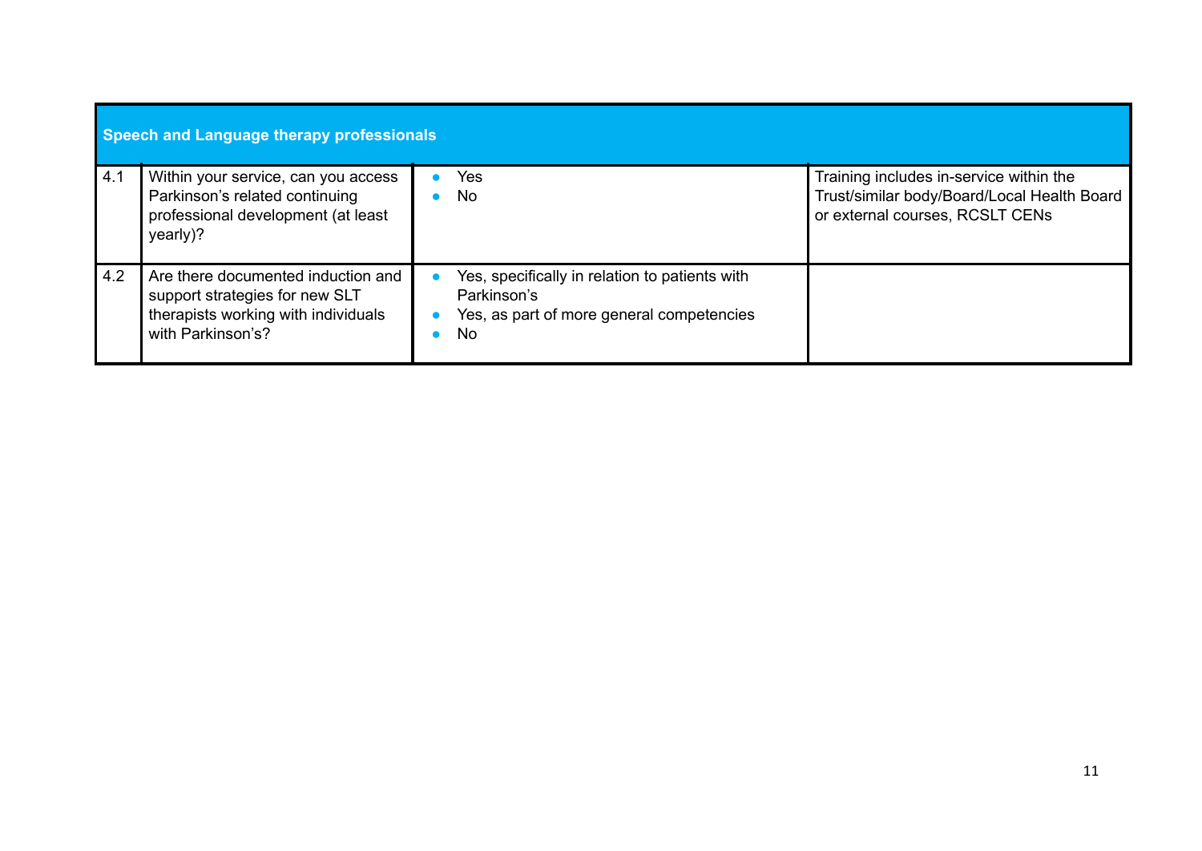| Speech and Language therapy professionals | | | |
|---|---|---|---|
| 4.1 | Within your service, can you access Parkinson's related continuing professional development (at least yearly)? | • Yes<br>• No | Training includes in-service within the Trust/similar body/Board/Local Health Board or external courses, RCSLT CENs |
| 4.2 | Are there documented induction and support strategies for new SLT therapists working with individuals with Parkinson's? | • Yes, specifically in relation to patients with Parkinson's<br>• Yes, as part of more general competencies<br>• No | |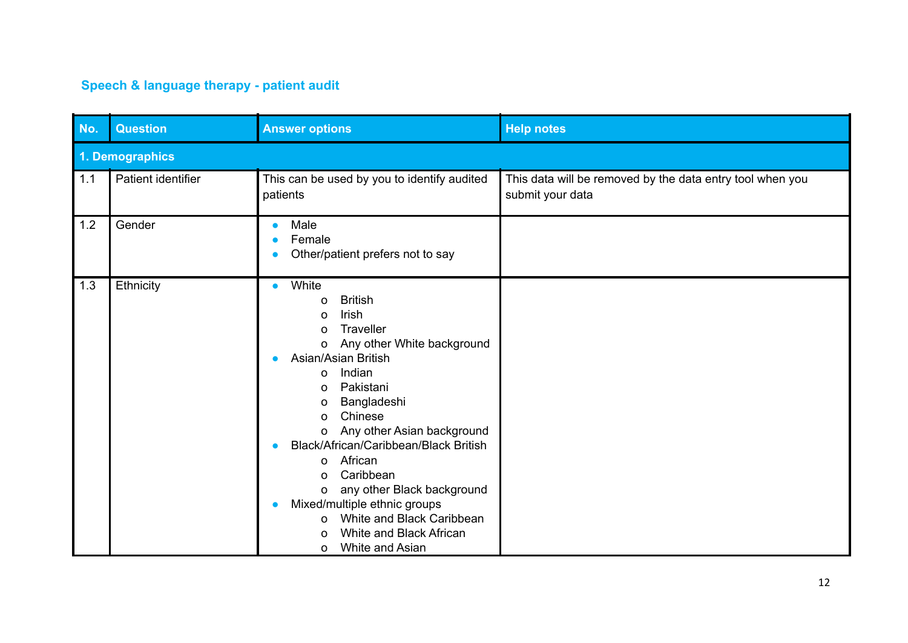## Speech & language therapy - patient audit

| No. | Question | Answer options | Help notes |
|---|---|---|---|
| **1. Demographics** | | | |
| 1.1 | Patient identifier | This can be used by you to identify audited patients | This data will be removed by the data entry tool when you submit your data |
| 1.2 | Gender | • Male<br>• Female<br>• Other/patient prefers not to say | |
| 1.3 | Ethnicity | • White<br>  o British<br>  o Irish<br>  o Traveller<br>  o Any other White background<br>• Asian/Asian British<br>  o Indian<br>  o Pakistani<br>  o Bangladeshi<br>  o Chinese<br>  o Any other Asian background<br>• Black/African/Caribbean/Black British<br>  o African<br>  o Caribbean<br>  o any other Black background<br>• Mixed/multiple ethnic groups<br>  o White and Black Caribbean<br>  o White and Black African<br>  o White and Asian | |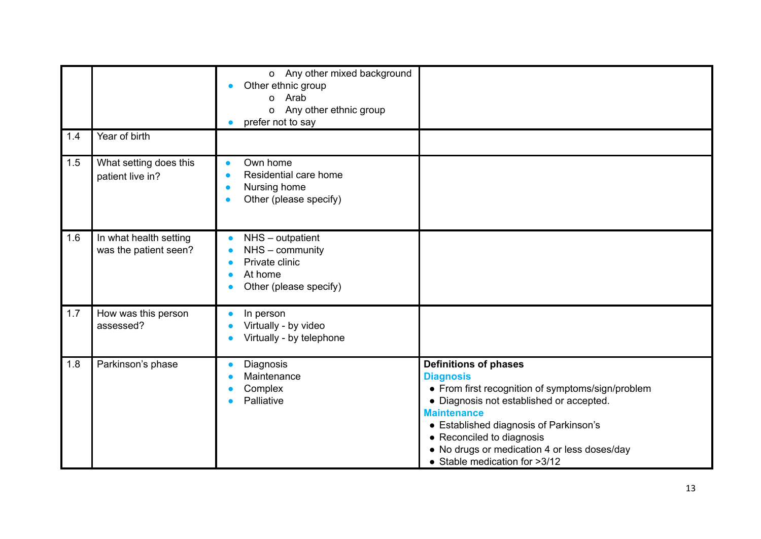| | | | |
|---|---|---|---|
| | | o Any other mixed background<br>• Other ethnic group<br>o Arab<br>o Any other ethnic group<br>• prefer not to say | |
| 1.4 | Year of birth | | |
| 1.5 | What setting does this patient live in? | • Own home<br>• Residential care home<br>• Nursing home<br>• Other (please specify) | |
| 1.6 | In what health setting was the patient seen? | • NHS – outpatient<br>• NHS – community<br>• Private clinic<br>• At home<br>• Other (please specify) | |
| 1.7 | How was this person assessed? | • In person<br>• Virtually - by video<br>• Virtually - by telephone | |
| 1.8 | Parkinson's phase | • Diagnosis<br>• Maintenance<br>• Complex<br>• Palliative | **Definitions of phases**<br>**Diagnosis**<br>• From first recognition of symptoms/sign/problem<br>• Diagnosis not established or accepted.<br>**Maintenance**<br>• Established diagnosis of Parkinson's<br>• Reconciled to diagnosis<br>• No drugs or medication 4 or less doses/day<br>• Stable medication for >3/12 |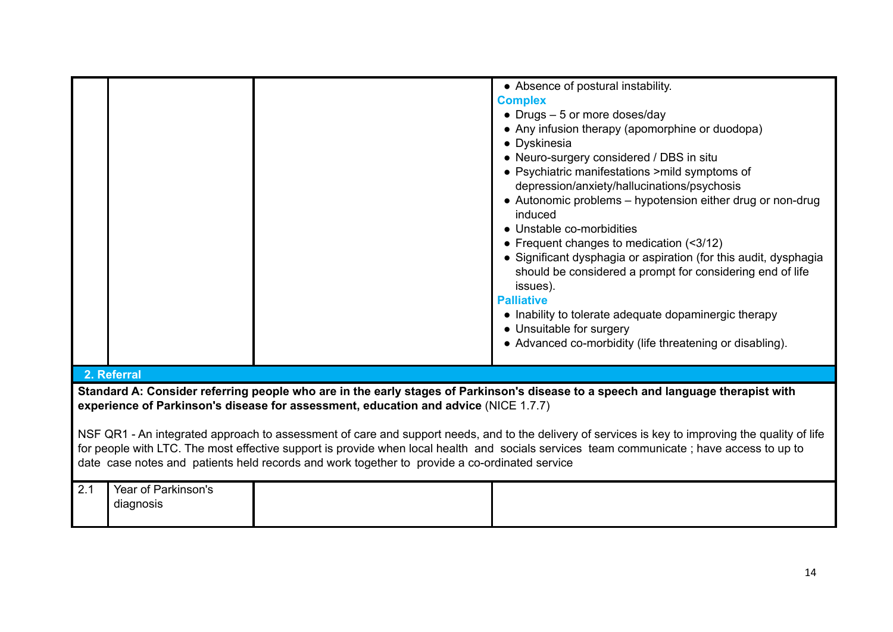| | | | |
|---|---|---|---|
| | | | • Absence of postural instability.<br>**Complex**<br>• Drugs – 5 or more doses/day<br>• Any infusion therapy (apomorphine or duodopa)<br>• Dyskinesia<br>• Neuro-surgery considered / DBS in situ<br>• Psychiatric manifestations >mild symptoms of depression/anxiety/hallucinations/psychosis<br>• Autonomic problems – hypotension either drug or non-drug induced<br>• Unstable co-morbidities<br>• Frequent changes to medication (<3/12)<br>• Significant dysphagia or aspiration (for this audit, dysphagia should be considered a prompt for considering end of life issues).<br>**Palliative**<br>• Inability to tolerate adequate dopaminergic therapy<br>• Unsuitable for surgery<br>• Advanced co-morbidity (life threatening or disabling). |

## 2. Referral

**Standard A: Consider referring people who are in the early stages of Parkinson's disease to a speech and language therapist with experience of Parkinson's disease for assessment, education and advice** (NICE 1.7.7)

NSF QR1 - An integrated approach to assessment of care and support needs, and to the delivery of services is key to improving the quality of life for people with LTC. The most effective support is provide when local health and socials services team communicate ; have access to up to date case notes and patients held records and work together to provide a co-ordinated service

| | | | |
|---|---|---|---|
| 2.1 | Year of Parkinson's diagnosis | | |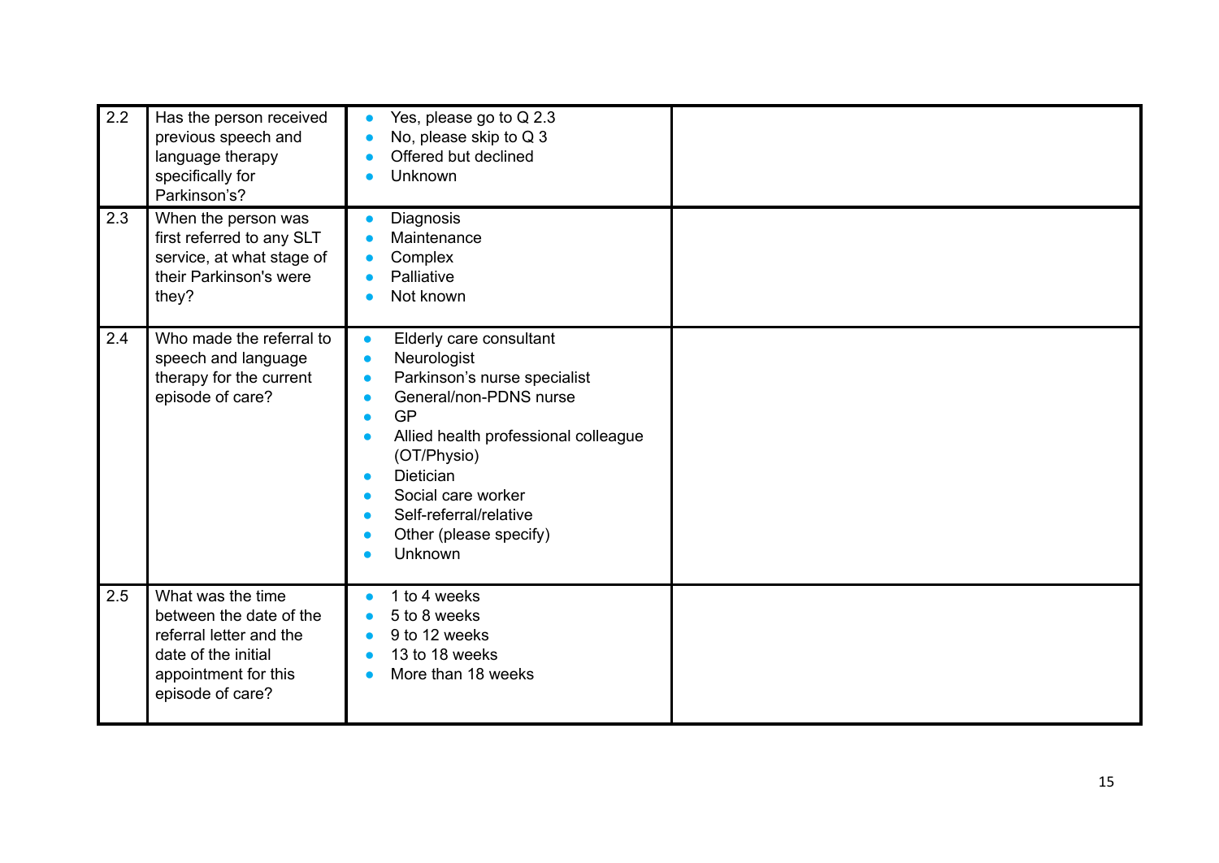| | | | |
|---|---|---|---|
| 2.2 | Has the person received previous speech and language therapy specifically for Parkinson's? | • Yes, please go to Q 2.3<br>• No, please skip to Q 3<br>• Offered but declined<br>• Unknown | |
| 2.3 | When the person was first referred to any SLT service, at what stage of their Parkinson's were they? | • Diagnosis<br>• Maintenance<br>• Complex<br>• Palliative<br>• Not known | |
| 2.4 | Who made the referral to speech and language therapy for the current episode of care? | • Elderly care consultant<br>• Neurologist<br>• Parkinson's nurse specialist<br>• General/non-PDNS nurse<br>• GP<br>• Allied health professional colleague (OT/Physio)<br>• Dietician<br>• Social care worker<br>• Self-referral/relative<br>• Other (please specify)<br>• Unknown | |
| 2.5 | What was the time between the date of the referral letter and the date of the initial appointment for this episode of care? | • 1 to 4 weeks<br>• 5 to 8 weeks<br>• 9 to 12 weeks<br>• 13 to 18 weeks<br>• More than 18 weeks | |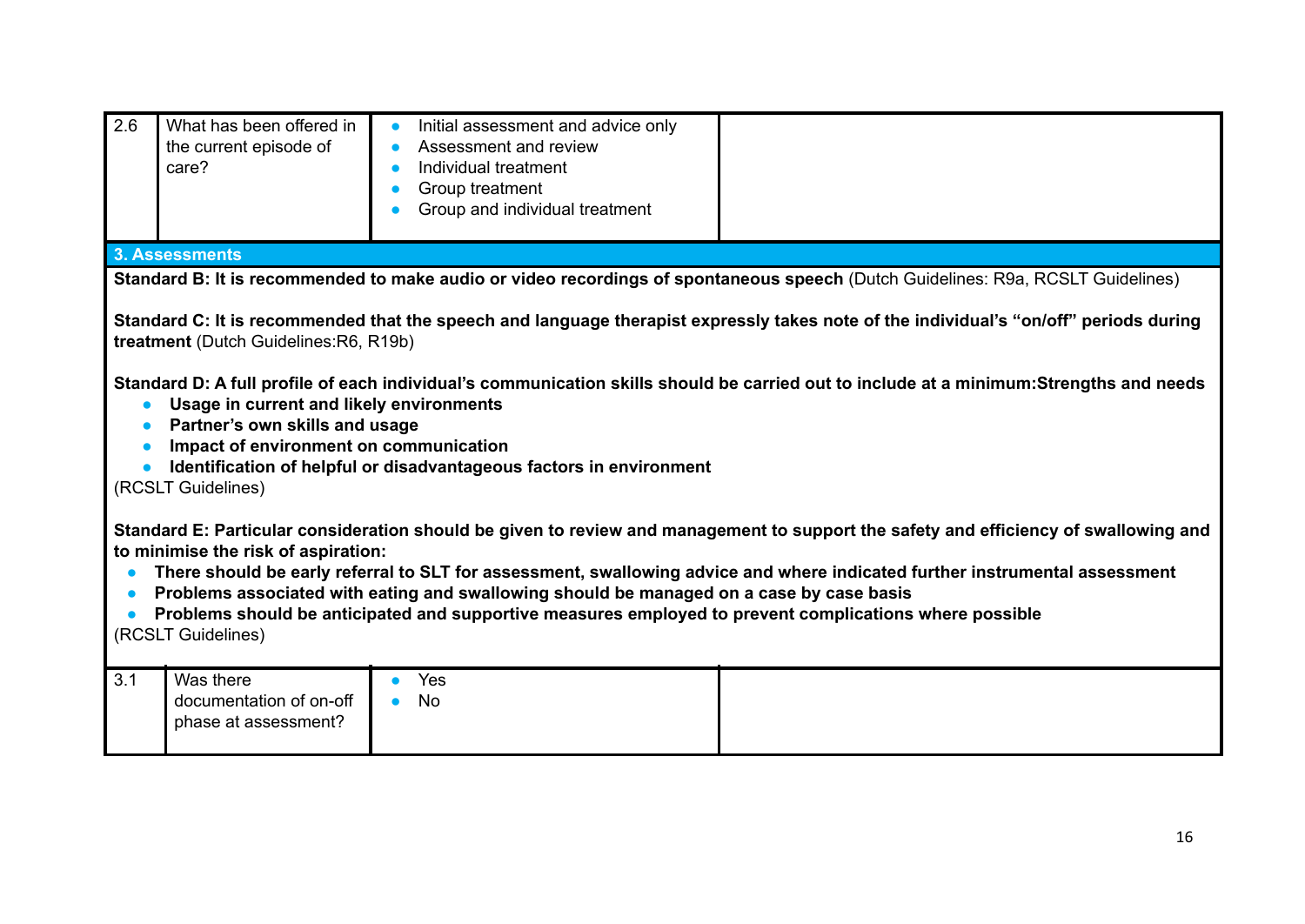| 2.6 | What has been offered in the current episode of care? | • Initial assessment and advice only<br>• Assessment and review<br>• Individual treatment<br>• Group treatment<br>• Group and individual treatment | |
|---|---|---|---|

## 3. Assessments

**Standard B: It is recommended to make audio or video recordings of spontaneous speech** (Dutch Guidelines: R9a, RCSLT Guidelines)

**Standard C: It is recommended that the speech and language therapist expressly takes note of the individual's "on/off" periods during treatment** (Dutch Guidelines:R6, R19b)

**Standard D: A full profile of each individual's communication skills should be carried out to include at a minimum:Strengths and needs**

- **Usage in current and likely environments**
- **Partner's own skills and usage**
- **Impact of environment on communication**
- **Identification of helpful or disadvantageous factors in environment**

(RCSLT Guidelines)

**Standard E: Particular consideration should be given to review and management to support the safety and efficiency of swallowing and to minimise the risk of aspiration:**

- **There should be early referral to SLT for assessment, swallowing advice and where indicated further instrumental assessment**
- **Problems associated with eating and swallowing should be managed on a case by case basis**
- **Problems should be anticipated and supportive measures employed to prevent complications where possible**

(RCSLT Guidelines)

| 3.1 | Was there documentation of on-off phase at assessment? | • Yes<br>• No | |
|---|---|---|---|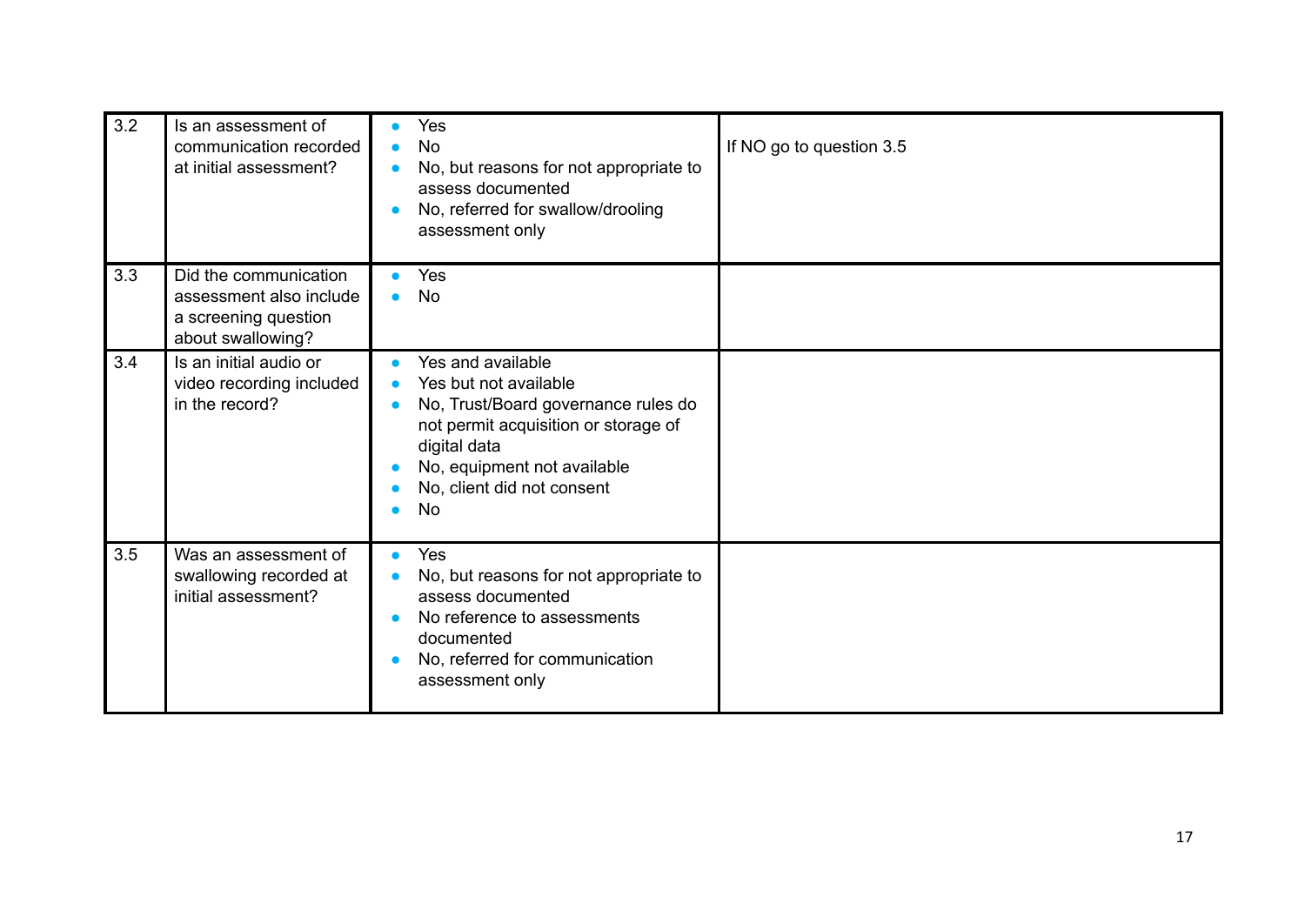| | | | |
|---|---|---|---|
| 3.2 | Is an assessment of communication recorded at initial assessment? | • Yes<br>• No<br>• No, but reasons for not appropriate to assess documented<br>• No, referred for swallow/drooling assessment only | If NO go to question 3.5 |
| 3.3 | Did the communication assessment also include a screening question about swallowing? | • Yes<br>• No | |
| 3.4 | Is an initial audio or video recording included in the record? | • Yes and available<br>• Yes but not available<br>• No, Trust/Board governance rules do not permit acquisition or storage of digital data<br>• No, equipment not available<br>• No, client did not consent<br>• No | |
| 3.5 | Was an assessment of swallowing recorded at initial assessment? | • Yes<br>• No, but reasons for not appropriate to assess documented<br>• No reference to assessments documented<br>• No, referred for communication assessment only | |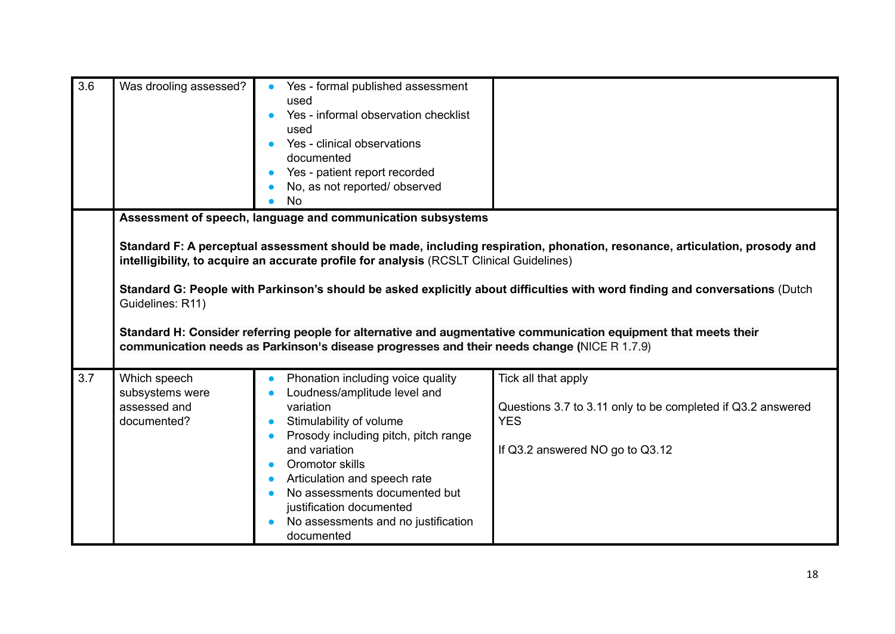| | | | |
|---|---|---|---|
| 3.6 | Was drooling assessed? | • Yes - formal published assessment used<br>• Yes - informal observation checklist used<br>• Yes - clinical observations documented<br>• Yes - patient report recorded<br>• No, as not reported/ observed<br>• No | |
| | **Assessment of speech, language and communication subsystems**<br><br>**Standard F: A perceptual assessment should be made, including respiration, phonation, resonance, articulation, prosody and intelligibility, to acquire an accurate profile for analysis** (RCSLT Clinical Guidelines)<br><br>**Standard G: People with Parkinson's should be asked explicitly about difficulties with word finding and conversations** (Dutch Guidelines: R11)<br><br>**Standard H: Consider referring people for alternative and augmentative communication equipment that meets their communication needs as Parkinson's disease progresses and their needs change (**NICE R 1.7.9) | | |
| 3.7 | Which speech subsystems were assessed and documented? | • Phonation including voice quality<br>• Loudness/amplitude level and variation<br>• Stimulability of volume<br>• Prosody including pitch, pitch range and variation<br>• Oromotor skills<br>• Articulation and speech rate<br>• No assessments documented but justification documented<br>• No assessments and no justification documented | Tick all that apply<br><br>Questions 3.7 to 3.11 only to be completed if Q3.2 answered YES<br><br>If Q3.2 answered NO go to Q3.12 |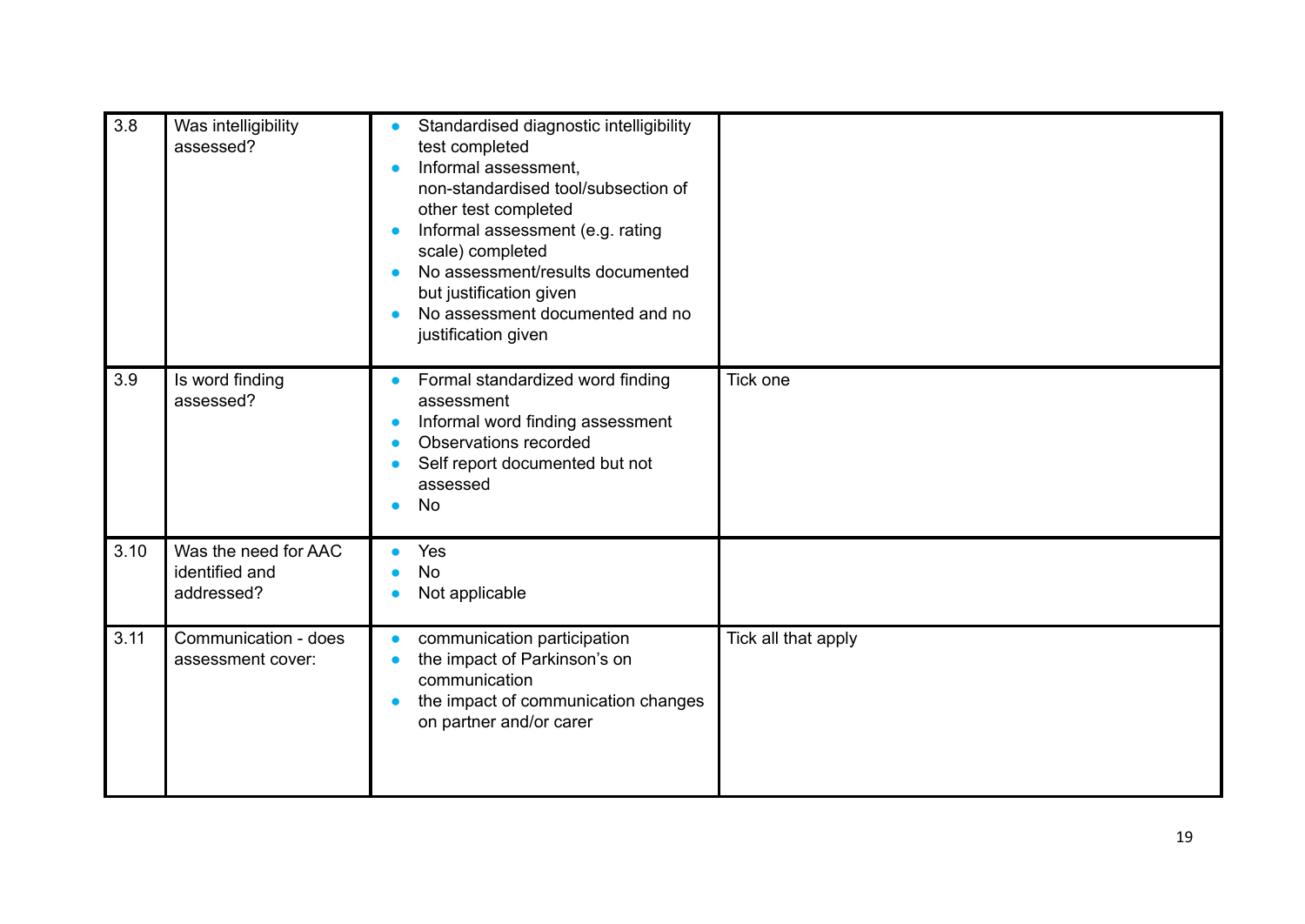| | | | |
|---|---|---|---|
| 3.8 | Was intelligibility assessed? | • Standardised diagnostic intelligibility test completed<br>• Informal assessment, non-standardised tool/subsection of other test completed<br>• Informal assessment (e.g. rating scale) completed<br>• No assessment/results documented but justification given<br>• No assessment documented and no justification given | |
| 3.9 | Is word finding assessed? | • Formal standardized word finding assessment<br>• Informal word finding assessment<br>• Observations recorded<br>• Self report documented but not assessed<br>• No | Tick one |
| 3.10 | Was the need for AAC identified and addressed? | • Yes<br>• No<br>• Not applicable | |
| 3.11 | Communication - does assessment cover: | • communication participation<br>• the impact of Parkinson's on communication<br>• the impact of communication changes on partner and/or carer | Tick all that apply |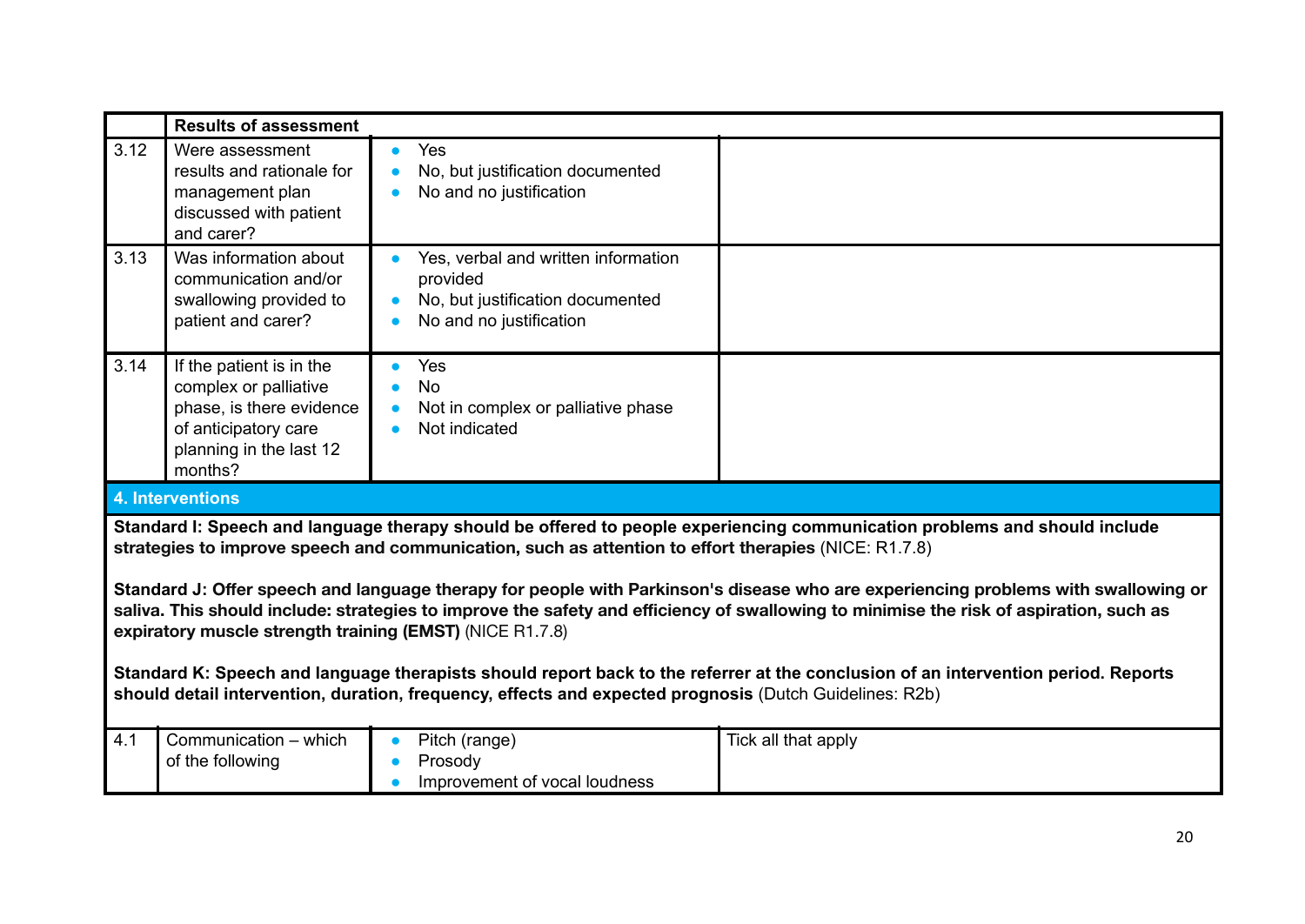| | Results of assessment | | |
|---|---|---|---|
| 3.12 | Were assessment results and rationale for management plan discussed with patient and carer? | • Yes<br>• No, but justification documented<br>• No and no justification | |
| 3.13 | Was information about communication and/or swallowing provided to patient and carer? | • Yes, verbal and written information provided<br>• No, but justification documented<br>• No and no justification | |
| 3.14 | If the patient is in the complex or palliative phase, is there evidence of anticipatory care planning in the last 12 months? | • Yes<br>• No<br>• Not in complex or palliative phase<br>• Not indicated | |

## 4. Interventions

**Standard I: Speech and language therapy should be offered to people experiencing communication problems and should include strategies to improve speech and communication, such as attention to effort therapies** (NICE: R1.7.8)

**Standard J: Offer speech and language therapy for people with Parkinson's disease who are experiencing problems with swallowing or saliva. This should include: strategies to improve the safety and efficiency of swallowing to minimise the risk of aspiration, such as expiratory muscle strength training (EMST)** (NICE R1.7.8)

**Standard K: Speech and language therapists should report back to the referrer at the conclusion of an intervention period. Reports should detail intervention, duration, frequency, effects and expected prognosis** (Dutch Guidelines: R2b)

| | | | |
|---|---|---|---|
| 4.1 | Communication – which of the following | • Pitch (range)<br>• Prosody<br>• Improvement of vocal loudness | Tick all that apply |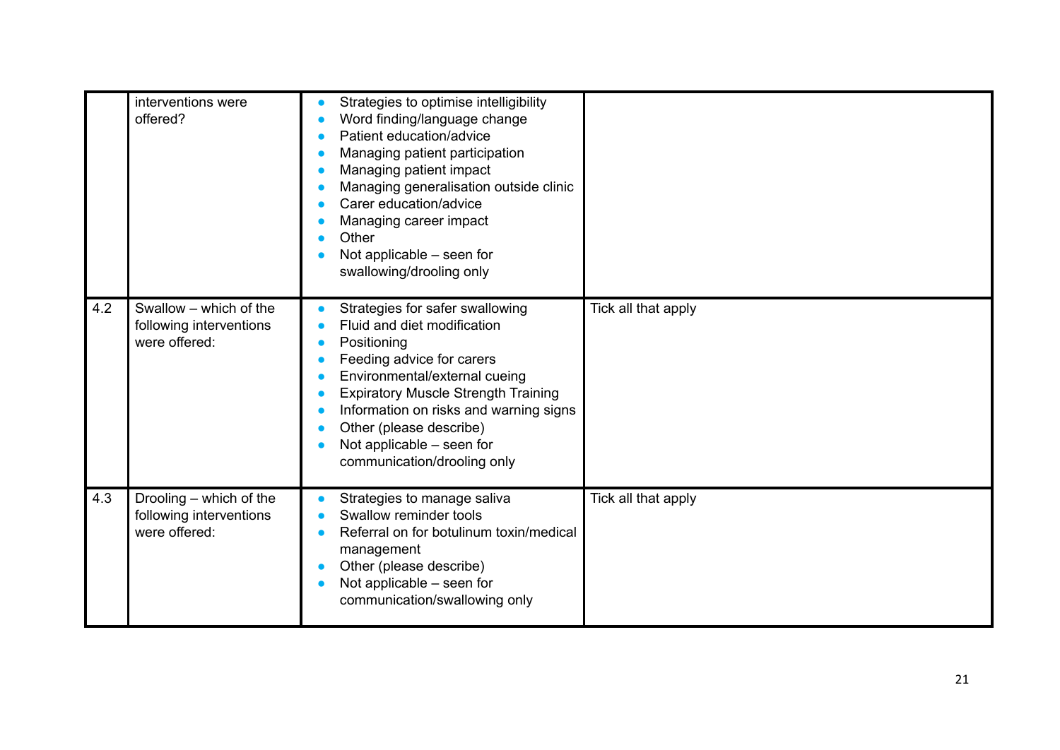|  |  |  |  |
|---|---|---|---|
|  | interventions were offered? | • Strategies to optimise intelligibility<br>• Word finding/language change<br>• Patient education/advice<br>• Managing patient participation<br>• Managing patient impact<br>• Managing generalisation outside clinic<br>• Carer education/advice<br>• Managing career impact<br>• Other<br>• Not applicable – seen for swallowing/drooling only |  |
| 4.2 | Swallow – which of the following interventions were offered: | • Strategies for safer swallowing<br>• Fluid and diet modification<br>• Positioning<br>• Feeding advice for carers<br>• Environmental/external cueing<br>• Expiratory Muscle Strength Training<br>• Information on risks and warning signs<br>• Other (please describe)<br>• Not applicable – seen for communication/drooling only | Tick all that apply |
| 4.3 | Drooling – which of the following interventions were offered: | • Strategies to manage saliva<br>• Swallow reminder tools<br>• Referral on for botulinum toxin/medical management<br>• Other (please describe)<br>• Not applicable – seen for communication/swallowing only | Tick all that apply |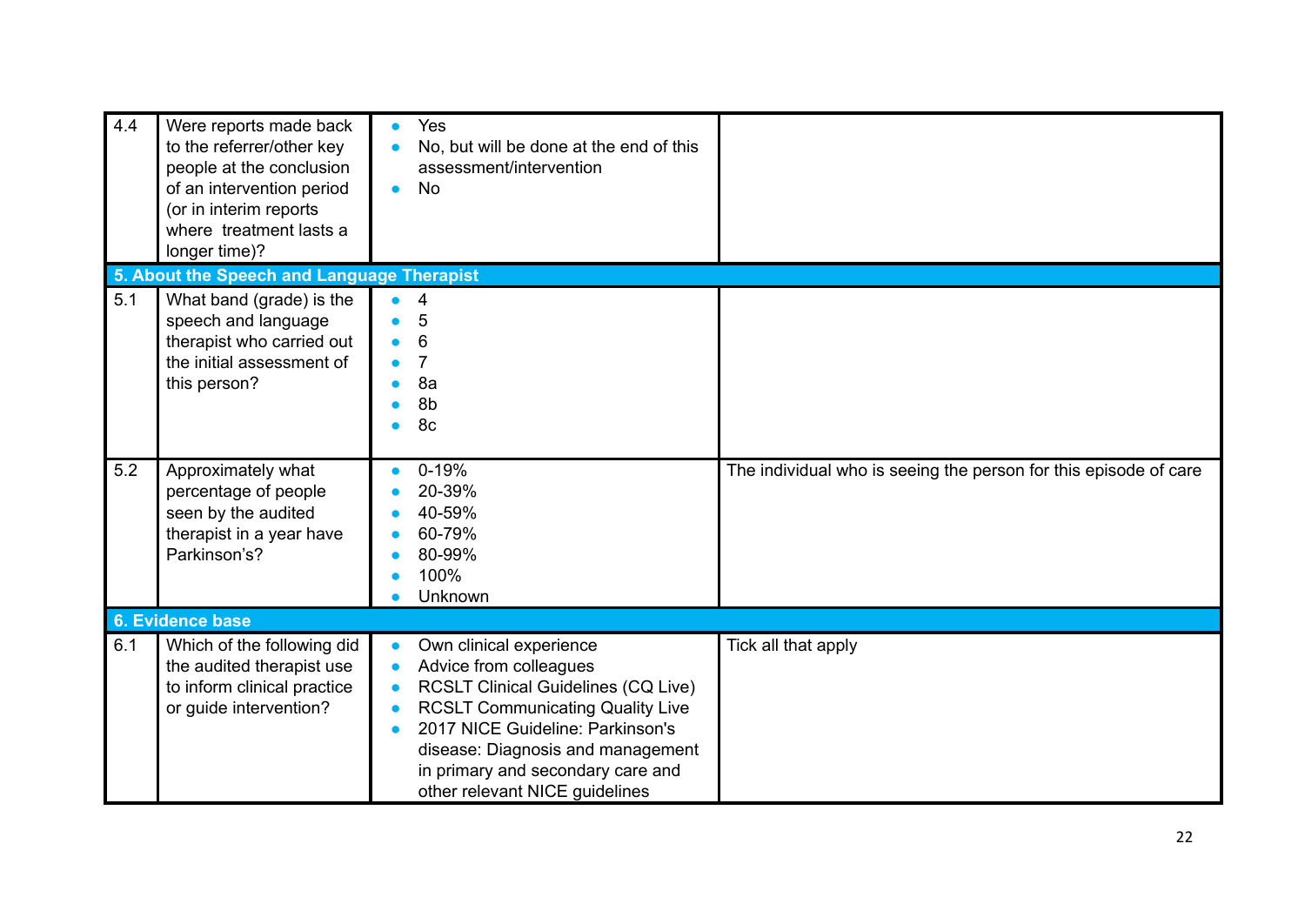| | | | |
|---|---|---|---|
| 4.4 | Were reports made back to the referrer/other key people at the conclusion of an intervention period (or in interim reports where treatment lasts a longer time)? | • Yes<br>• No, but will be done at the end of this assessment/intervention<br>• No | |
| **5. About the Speech and Language Therapist** | | | |
| 5.1 | What band (grade) is the speech and language therapist who carried out the initial assessment of this person? | • 4<br>• 5<br>• 6<br>• 7<br>• 8a<br>• 8b<br>• 8c | |
| 5.2 | Approximately what percentage of people seen by the audited therapist in a year have Parkinson's? | • 0-19%<br>• 20-39%<br>• 40-59%<br>• 60-79%<br>• 80-99%<br>• 100%<br>• Unknown | The individual who is seeing the person for this episode of care |
| **6. Evidence base** | | | |
| 6.1 | Which of the following did the audited therapist use to inform clinical practice or guide intervention? | • Own clinical experience<br>• Advice from colleagues<br>• RCSLT Clinical Guidelines (CQ Live)<br>• RCSLT Communicating Quality Live<br>• 2017 NICE Guideline: Parkinson's disease: Diagnosis and management in primary and secondary care and other relevant NICE guidelines | Tick all that apply |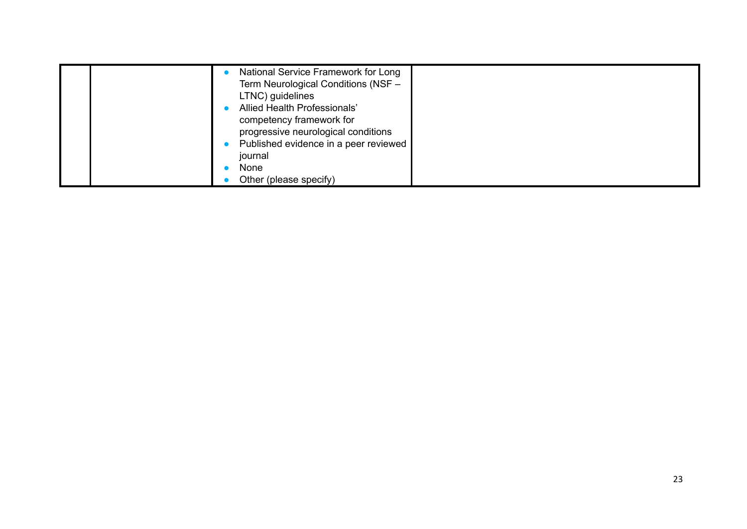| | | | |
|---|---|---|---|
| | | • National Service Framework for Long Term Neurological Conditions (NSF – LTNC) guidelines<br>• Allied Health Professionals' competency framework for progressive neurological conditions<br>• Published evidence in a peer reviewed journal<br>• None<br>• Other (please specify) | |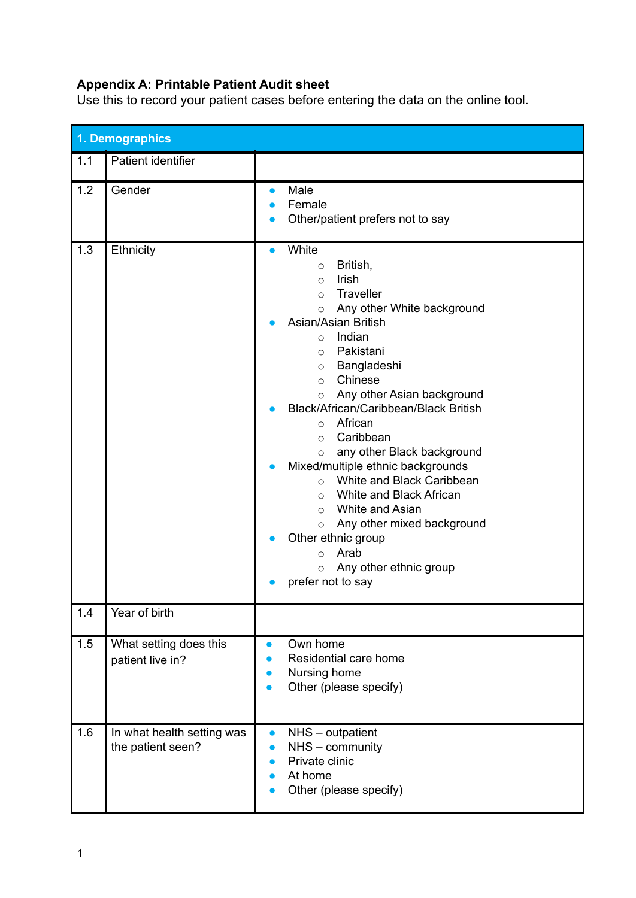**Appendix A: Printable Patient Audit sheet**

Use this to record your patient cases before entering the data on the online tool.

| 1. Demographics | | |
|---|---|---|
| 1.1 | Patient identifier | |
| 1.2 | Gender | • Male<br>• Female<br>• Other/patient prefers not to say |
| 1.3 | Ethnicity | • White<br>&nbsp;&nbsp;&nbsp;&nbsp;○ British,<br>&nbsp;&nbsp;&nbsp;&nbsp;○ Irish<br>&nbsp;&nbsp;&nbsp;&nbsp;○ Traveller<br>&nbsp;&nbsp;&nbsp;&nbsp;○ Any other White background<br>• Asian/Asian British<br>&nbsp;&nbsp;&nbsp;&nbsp;○ Indian<br>&nbsp;&nbsp;&nbsp;&nbsp;○ Pakistani<br>&nbsp;&nbsp;&nbsp;&nbsp;○ Bangladeshi<br>&nbsp;&nbsp;&nbsp;&nbsp;○ Chinese<br>&nbsp;&nbsp;&nbsp;&nbsp;○ Any other Asian background<br>• Black/African/Caribbean/Black British<br>&nbsp;&nbsp;&nbsp;&nbsp;○ African<br>&nbsp;&nbsp;&nbsp;&nbsp;○ Caribbean<br>&nbsp;&nbsp;&nbsp;&nbsp;○ any other Black background<br>• Mixed/multiple ethnic backgrounds<br>&nbsp;&nbsp;&nbsp;&nbsp;○ White and Black Caribbean<br>&nbsp;&nbsp;&nbsp;&nbsp;○ White and Black African<br>&nbsp;&nbsp;&nbsp;&nbsp;○ White and Asian<br>&nbsp;&nbsp;&nbsp;&nbsp;○ Any other mixed background<br>• Other ethnic group<br>&nbsp;&nbsp;&nbsp;&nbsp;○ Arab<br>&nbsp;&nbsp;&nbsp;&nbsp;○ Any other ethnic group<br>• prefer not to say |
| 1.4 | Year of birth | |
| 1.5 | What setting does this patient live in? | • Own home<br>• Residential care home<br>• Nursing home<br>• Other (please specify) |
| 1.6 | In what health setting was the patient seen? | • NHS – outpatient<br>• NHS – community<br>• Private clinic<br>• At home<br>• Other (please specify) |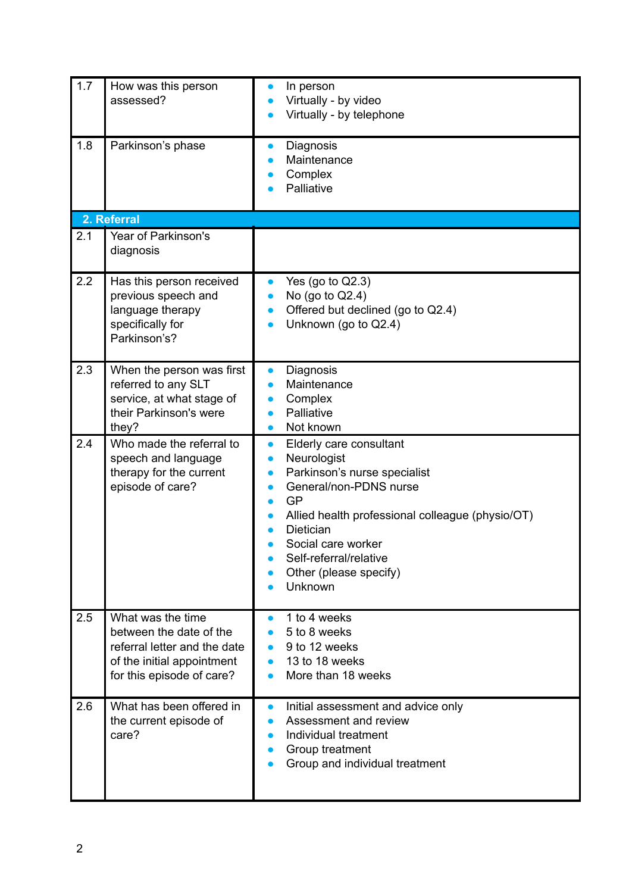| | | |
|---|---|---|
| 1.7 | How was this person assessed? | • In person<br>• Virtually - by video<br>• Virtually - by telephone |
| 1.8 | Parkinson's phase | • Diagnosis<br>• Maintenance<br>• Complex<br>• Palliative |
| **2. Referral** | | |
| 2.1 | Year of Parkinson's diagnosis | |
| 2.2 | Has this person received previous speech and language therapy specifically for Parkinson's? | • Yes (go to Q2.3)<br>• No (go to Q2.4)<br>• Offered but declined (go to Q2.4)<br>• Unknown (go to Q2.4) |
| 2.3 | When the person was first referred to any SLT service, at what stage of their Parkinson's were they? | • Diagnosis<br>• Maintenance<br>• Complex<br>• Palliative<br>• Not known |
| 2.4 | Who made the referral to speech and language therapy for the current episode of care? | • Elderly care consultant<br>• Neurologist<br>• Parkinson's nurse specialist<br>• General/non-PDNS nurse<br>• GP<br>• Allied health professional colleague (physio/OT)<br>• Dietician<br>• Social care worker<br>• Self-referral/relative<br>• Other (please specify)<br>• Unknown |
| 2.5 | What was the time between the date of the referral letter and the date of the initial appointment for this episode of care? | • 1 to 4 weeks<br>• 5 to 8 weeks<br>• 9 to 12 weeks<br>• 13 to 18 weeks<br>• More than 18 weeks |
| 2.6 | What has been offered in the current episode of care? | • Initial assessment and advice only<br>• Assessment and review<br>• Individual treatment<br>• Group treatment<br>• Group and individual treatment |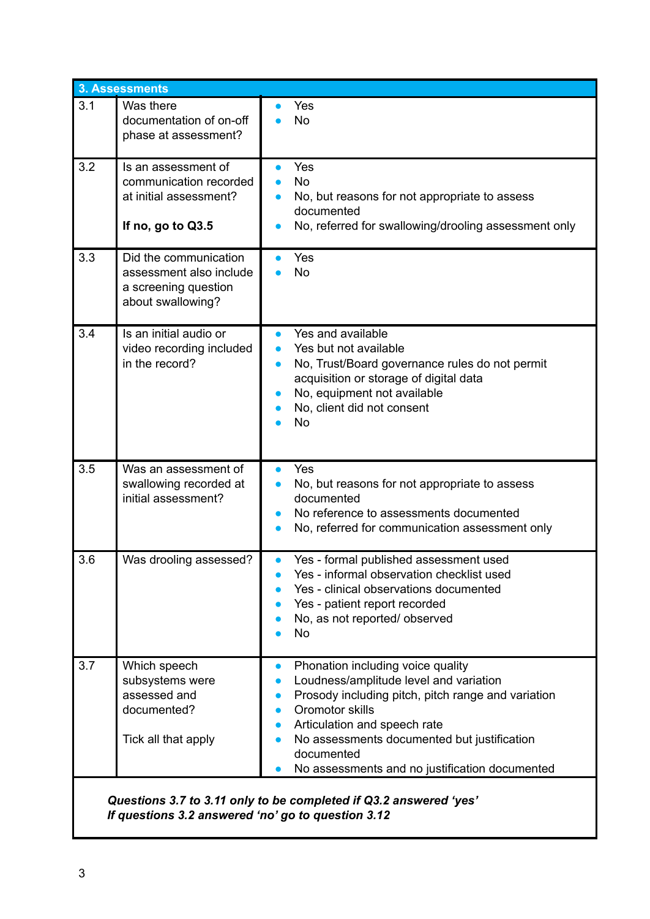| 3. Assessments | | |
|---|---|---|
| 3.1 | Was there documentation of on-off phase at assessment? | • Yes<br>• No |
| 3.2 | Is an assessment of communication recorded at initial assessment?<br><br>**If no, go to Q3.5** | • Yes<br>• No<br>• No, but reasons for not appropriate to assess documented<br>• No, referred for swallowing/drooling assessment only |
| 3.3 | Did the communication assessment also include a screening question about swallowing? | • Yes<br>• No |
| 3.4 | Is an initial audio or video recording included in the record? | • Yes and available<br>• Yes but not available<br>• No, Trust/Board governance rules do not permit acquisition or storage of digital data<br>• No, equipment not available<br>• No, client did not consent<br>• No |
| 3.5 | Was an assessment of swallowing recorded at initial assessment? | • Yes<br>• No, but reasons for not appropriate to assess documented<br>• No reference to assessments documented<br>• No, referred for communication assessment only |
| 3.6 | Was drooling assessed? | • Yes - formal published assessment used<br>• Yes - informal observation checklist used<br>• Yes - clinical observations documented<br>• Yes - patient report recorded<br>• No, as not reported/ observed<br>• No |
| 3.7 | Which speech subsystems were assessed and documented?<br><br>Tick all that apply | • Phonation including voice quality<br>• Loudness/amplitude level and variation<br>• Prosody including pitch, pitch range and variation<br>• Oromotor skills<br>• Articulation and speech rate<br>• No assessments documented but justification documented<br>• No assessments and no justification documented |

***Questions 3.7 to 3.11 only to be completed if Q3.2 answered 'yes'***
***If questions 3.2 answered 'no' go to question 3.12***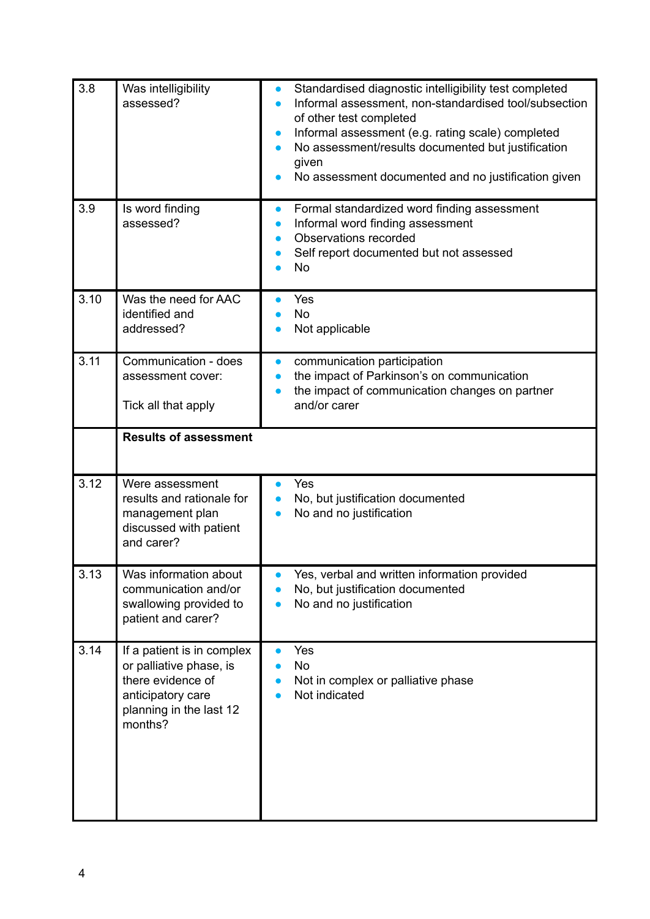| | | |
|---|---|---|
| 3.8 | Was intelligibility assessed? | • Standardised diagnostic intelligibility test completed<br>• Informal assessment, non-standardised tool/subsection of other test completed<br>• Informal assessment (e.g. rating scale) completed<br>• No assessment/results documented but justification given<br>• No assessment documented and no justification given |
| 3.9 | Is word finding assessed? | • Formal standardized word finding assessment<br>• Informal word finding assessment<br>• Observations recorded<br>• Self report documented but not assessed<br>• No |
| 3.10 | Was the need for AAC identified and addressed? | • Yes<br>• No<br>• Not applicable |
| 3.11 | Communication - does assessment cover:<br><br>Tick all that apply | • communication participation<br>• the impact of Parkinson's on communication<br>• the impact of communication changes on partner and/or carer |
| | **Results of assessment** | |
| 3.12 | Were assessment results and rationale for management plan discussed with patient and carer? | • Yes<br>• No, but justification documented<br>• No and no justification |
| 3.13 | Was information about communication and/or swallowing provided to patient and carer? | • Yes, verbal and written information provided<br>• No, but justification documented<br>• No and no justification |
| 3.14 | If a patient is in complex or palliative phase, is there evidence of anticipatory care planning in the last 12 months? | • Yes<br>• No<br>• Not in complex or palliative phase<br>• Not indicated |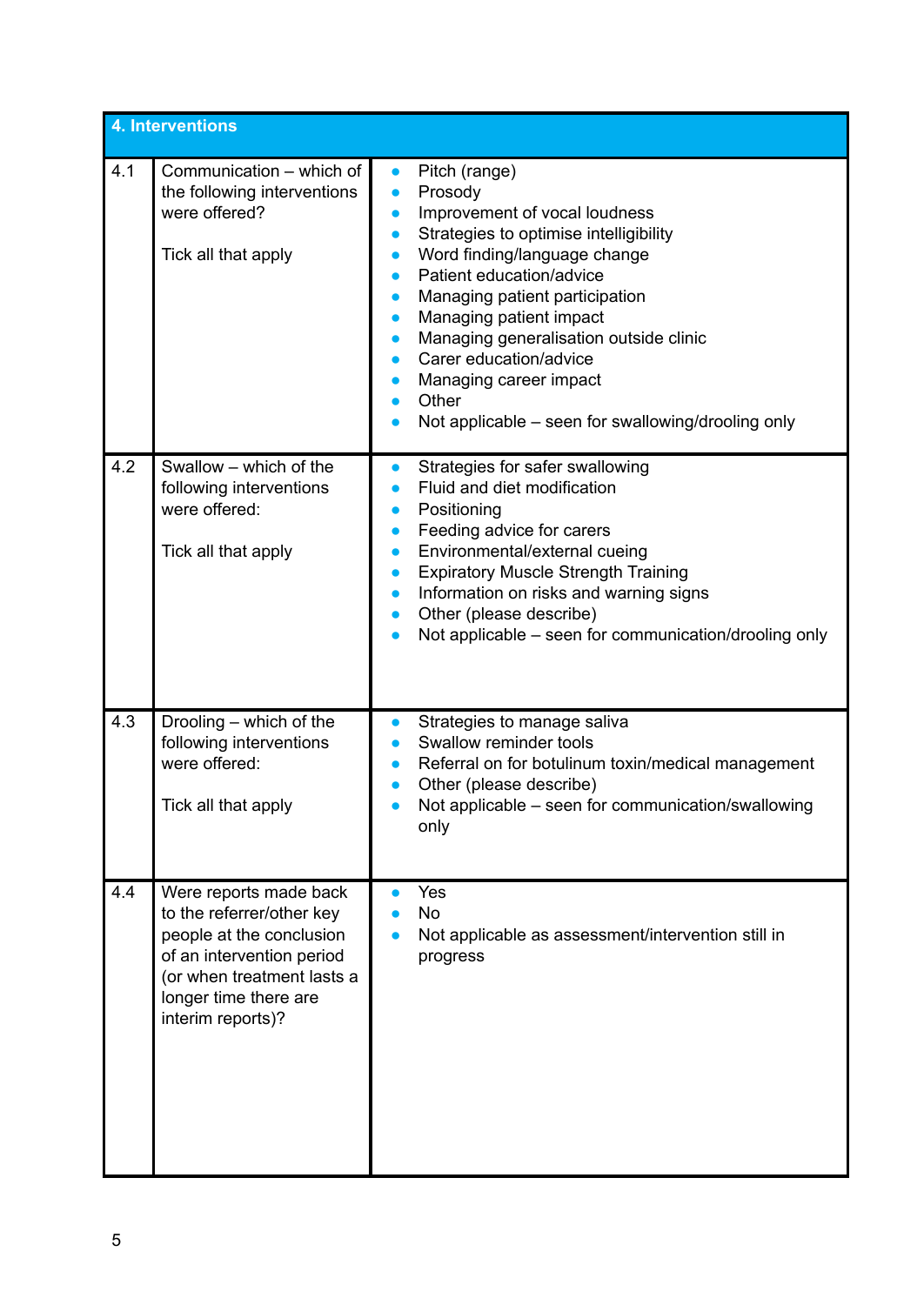| 4. Interventions | | |
|---|---|---|
| 4.1 | Communication – which of the following interventions were offered?<br><br>Tick all that apply | • Pitch (range)<br>• Prosody<br>• Improvement of vocal loudness<br>• Strategies to optimise intelligibility<br>• Word finding/language change<br>• Patient education/advice<br>• Managing patient participation<br>• Managing patient impact<br>• Managing generalisation outside clinic<br>• Carer education/advice<br>• Managing career impact<br>• Other<br>• Not applicable – seen for swallowing/drooling only |
| 4.2 | Swallow – which of the following interventions were offered:<br><br>Tick all that apply | • Strategies for safer swallowing<br>• Fluid and diet modification<br>• Positioning<br>• Feeding advice for carers<br>• Environmental/external cueing<br>• Expiratory Muscle Strength Training<br>• Information on risks and warning signs<br>• Other (please describe)<br>• Not applicable – seen for communication/drooling only |
| 4.3 | Drooling – which of the following interventions were offered:<br><br>Tick all that apply | • Strategies to manage saliva<br>• Swallow reminder tools<br>• Referral on for botulinum toxin/medical management<br>• Other (please describe)<br>• Not applicable – seen for communication/swallowing only |
| 4.4 | Were reports made back to the referrer/other key people at the conclusion of an intervention period (or when treatment lasts a longer time there are interim reports)? | • Yes<br>• No<br>• Not applicable as assessment/intervention still in progress |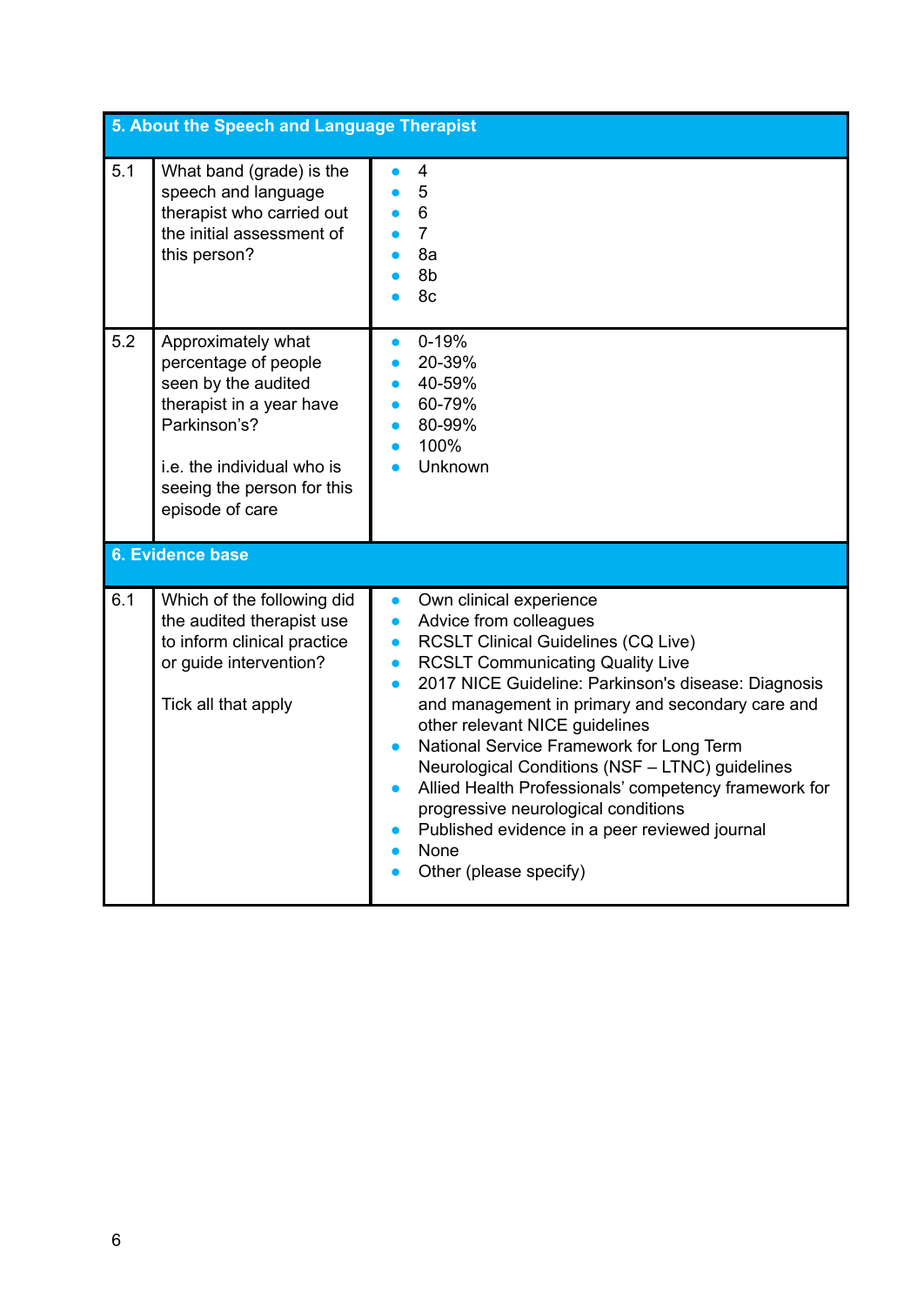| | | |
|---|---|---|
| **5. About the Speech and Language Therapist** | | |
| 5.1 | What band (grade) is the speech and language therapist who carried out the initial assessment of this person? | • 4<br>• 5<br>• 6<br>• 7<br>• 8a<br>• 8b<br>• 8c |
| 5.2 | Approximately what percentage of people seen by the audited therapist in a year have Parkinson's?<br><br>i.e. the individual who is seeing the person for this episode of care | • 0-19%<br>• 20-39%<br>• 40-59%<br>• 60-79%<br>• 80-99%<br>• 100%<br>• Unknown |
| **6. Evidence base** | | |
| 6.1 | Which of the following did the audited therapist use to inform clinical practice or guide intervention?<br><br>Tick all that apply | • Own clinical experience<br>• Advice from colleagues<br>• RCSLT Clinical Guidelines (CQ Live)<br>• RCSLT Communicating Quality Live<br>• 2017 NICE Guideline: Parkinson's disease: Diagnosis and management in primary and secondary care and other relevant NICE guidelines<br>• National Service Framework for Long Term Neurological Conditions (NSF – LTNC) guidelines<br>• Allied Health Professionals' competency framework for progressive neurological conditions<br>• Published evidence in a peer reviewed journal<br>• None<br>• Other (please specify) |